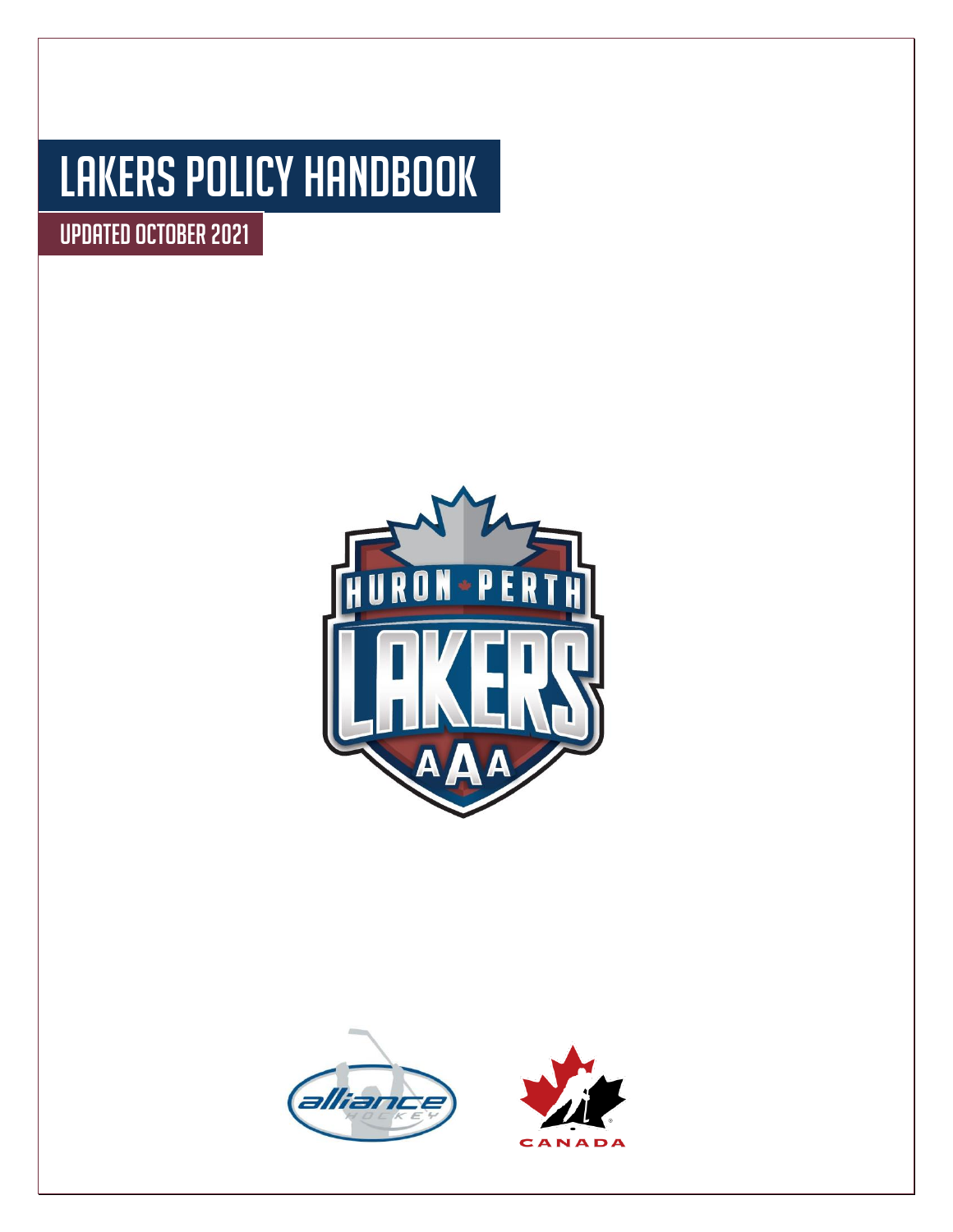# LAKERS POLICY HANDBOOK

## UPDATED OCTOBER 2021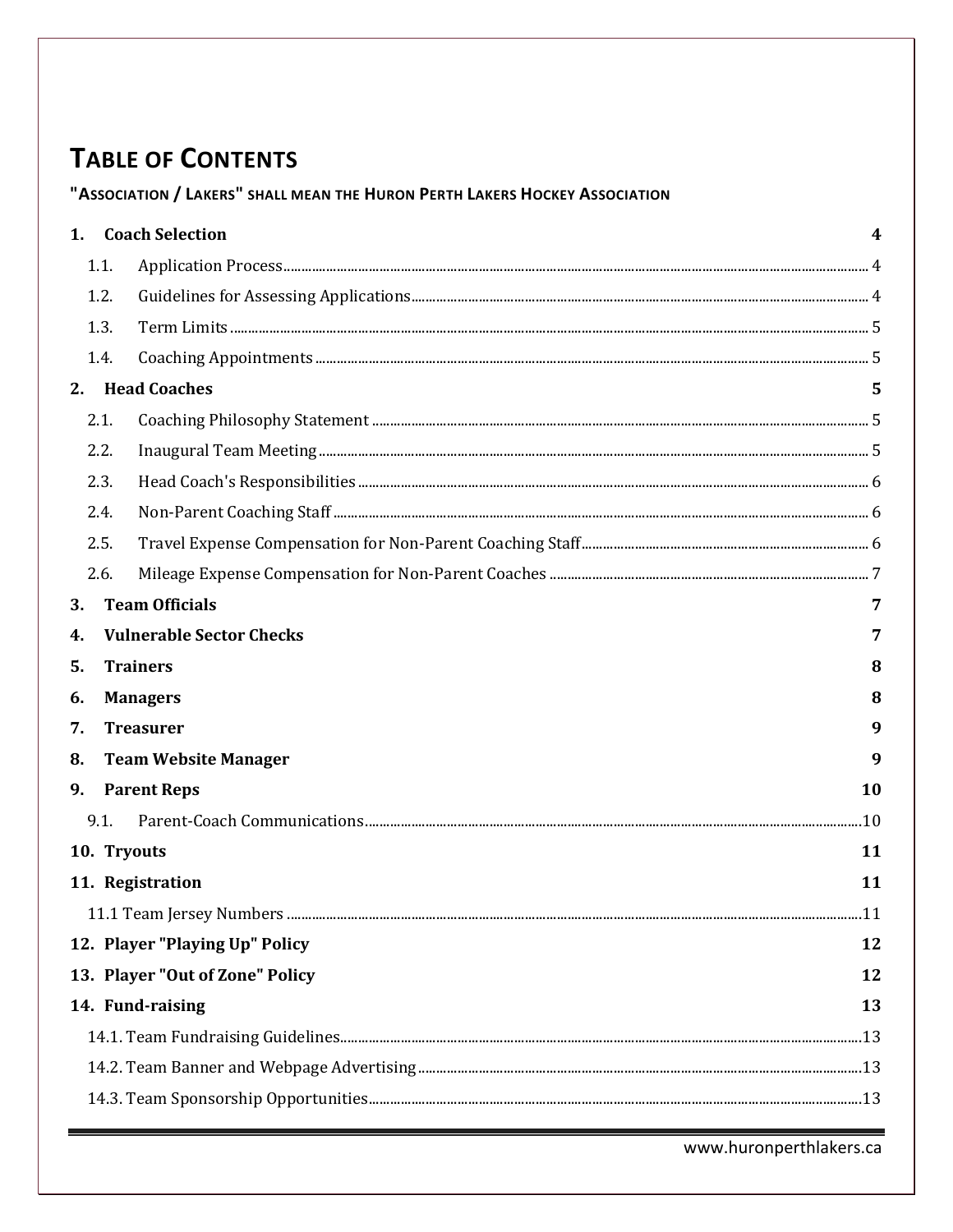# TABLE OF CONTENTS

**"ASSOCIATION / LAKERS" SHALL MEAN THE HURON PERTH LAKERS HOCKEY ASSOCIATION**

**1. Coach Selection** **4**

- 1.1. Application Process ..... 4
- 1.2. Guidelines for Assessing Applications ..... 4
- 1.3. Term Limits ..... 5
- 1.4. Coaching Appointments ..... 5

**2. Head Coaches** **5**

- 2.1. Coaching Philosophy Statement ..... 5
- 2.2. Inaugural Team Meeting ..... 5
- 2.3. Head Coach's Responsibilities ..... 6
- 2.4. Non-Parent Coaching Staff ..... 6
- 2.5. Travel Expense Compensation for Non-Parent Coaching Staff ..... 6
- 2.6. Mileage Expense Compensation for Non-Parent Coaches ..... 7

**3. Team Officials** **7**

**4. Vulnerable Sector Checks** **7**

**5. Trainers** **8**

**6. Managers** **8**

**7. Treasurer** **9**

**8. Team Website Manager** **9**

**9. Parent Reps** **10**

- 9.1. Parent-Coach Communications ..... 10

**10. Tryouts** **11**

**11. Registration** **11**

- 11.1 Team Jersey Numbers ..... 11

**12. Player "Playing Up" Policy** **12**

**13. Player "Out of Zone" Policy** **12**

**14. Fund-raising** **13**

- 14.1. Team Fundraising Guidelines ..... 13
- 14.2. Team Banner and Webpage Advertising ..... 13
- 14.3. Team Sponsorship Opportunities ..... 13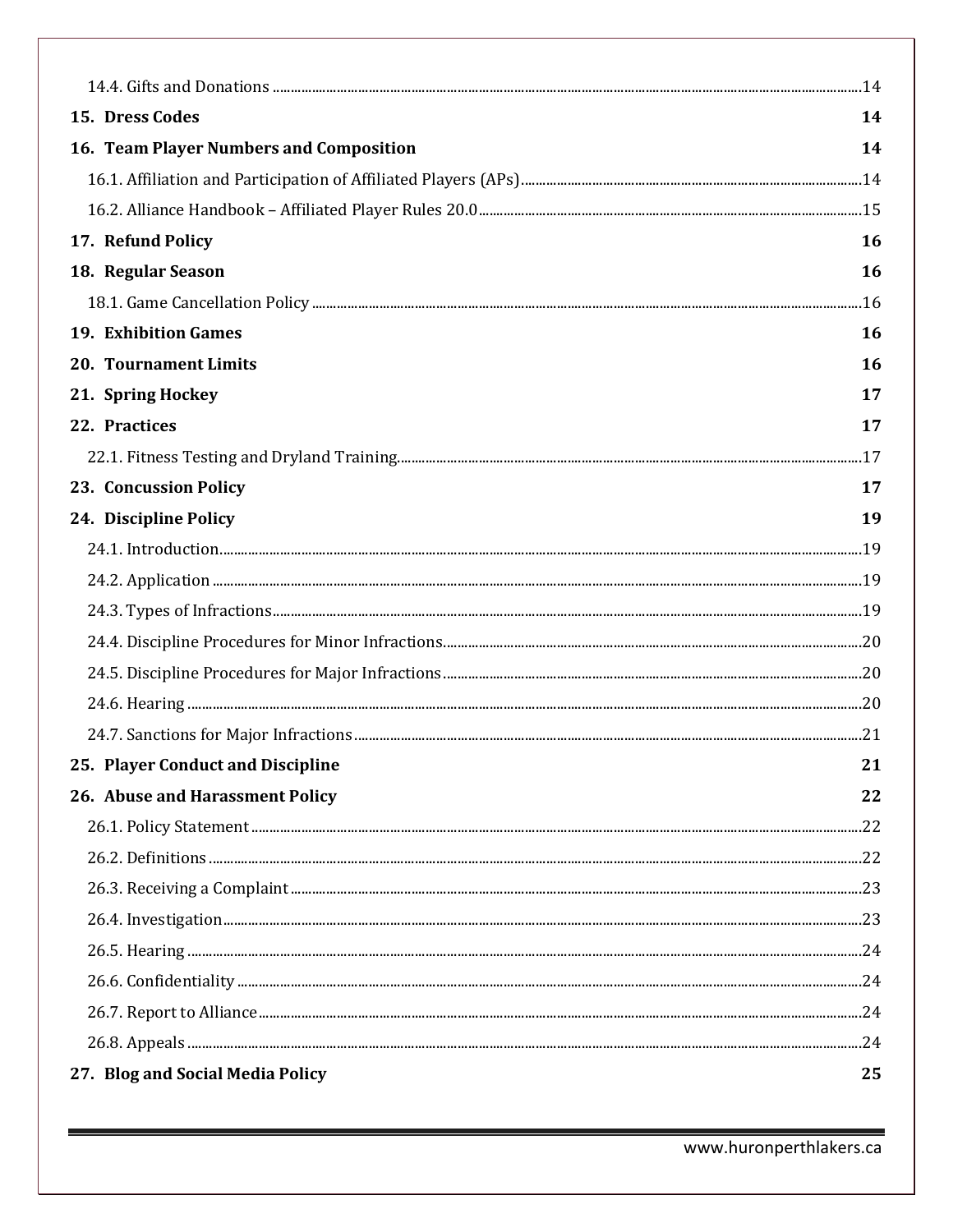14.4. Gifts and Donations ..... 14

**15. Dress Codes** 14

**16. Team Player Numbers and Composition** 14

16.1. Affiliation and Participation of Affiliated Players (APs) ..... 14

16.2. Alliance Handbook – Affiliated Player Rules 20.0 ..... 15

**17. Refund Policy** 16

**18. Regular Season** 16

18.1. Game Cancellation Policy ..... 16

**19. Exhibition Games** 16

**20. Tournament Limits** 16

**21. Spring Hockey** 17

**22. Practices** 17

22.1. Fitness Testing and Dryland Training ..... 17

**23. Concussion Policy** 17

**24. Discipline Policy** 19

24.1. Introduction ..... 19

24.2. Application ..... 19

24.3. Types of Infractions ..... 19

24.4. Discipline Procedures for Minor Infractions ..... 20

24.5. Discipline Procedures for Major Infractions ..... 20

24.6. Hearing ..... 20

24.7. Sanctions for Major Infractions ..... 21

**25. Player Conduct and Discipline** 21

**26. Abuse and Harassment Policy** 22

26.1. Policy Statement ..... 22

26.2. Definitions ..... 22

26.3. Receiving a Complaint ..... 23

26.4. Investigation ..... 23

26.5. Hearing ..... 24

26.6. Confidentiality ..... 24

26.7. Report to Alliance ..... 24

26.8. Appeals ..... 24

**27. Blog and Social Media Policy** 25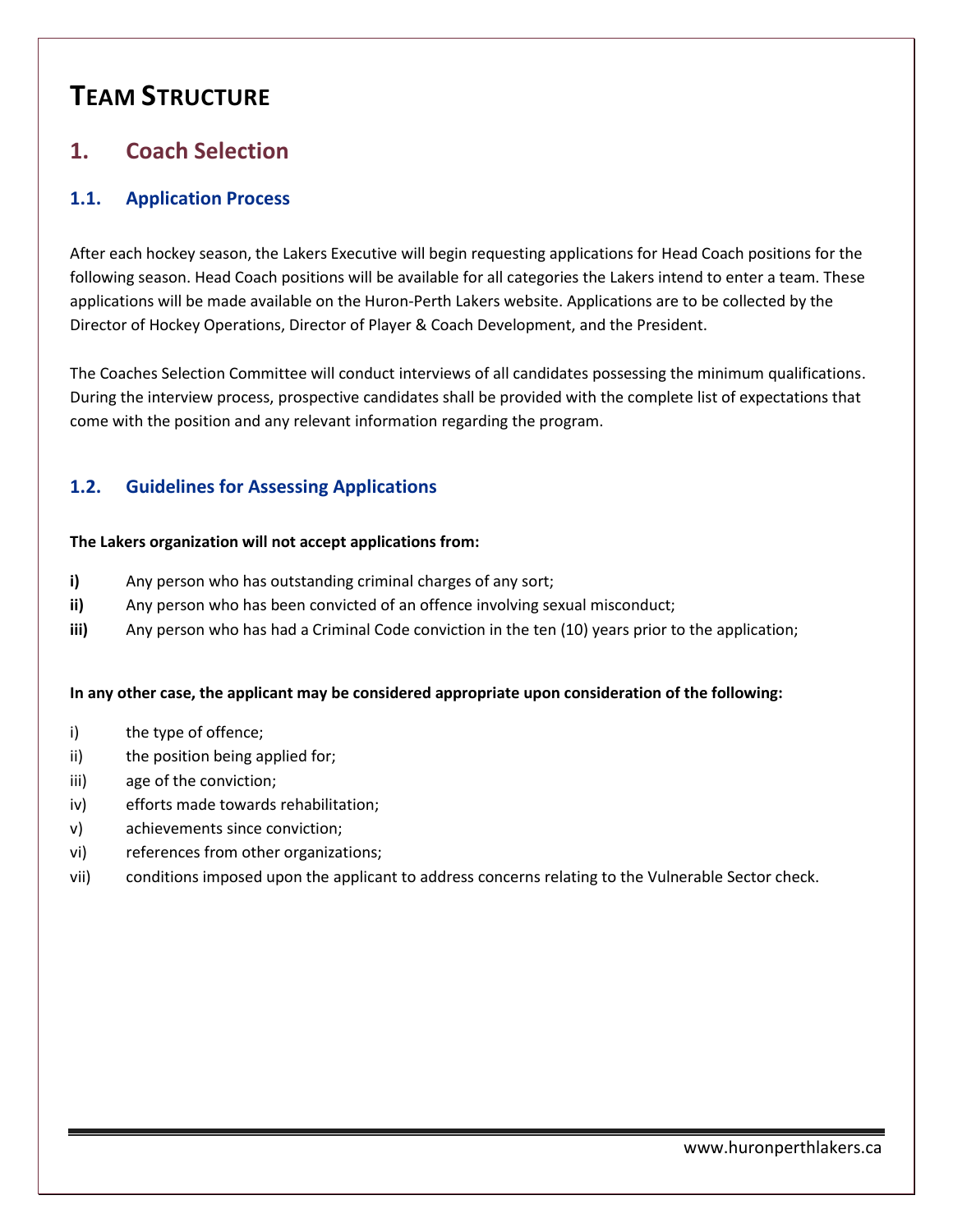# TEAM STRUCTURE

## 1. Coach Selection

### 1.1. Application Process

After each hockey season, the Lakers Executive will begin requesting applications for Head Coach positions for the following season. Head Coach positions will be available for all categories the Lakers intend to enter a team. These applications will be made available on the Huron-Perth Lakers website. Applications are to be collected by the Director of Hockey Operations, Director of Player & Coach Development, and the President.

The Coaches Selection Committee will conduct interviews of all candidates possessing the minimum qualifications. During the interview process, prospective candidates shall be provided with the complete list of expectations that come with the position and any relevant information regarding the program.

### 1.2. Guidelines for Assessing Applications

**The Lakers organization will not accept applications from:**

**i)** Any person who has outstanding criminal charges of any sort;
**ii)** Any person who has been convicted of an offence involving sexual misconduct;
**iii)** Any person who has had a Criminal Code conviction in the ten (10) years prior to the application;

**In any other case, the applicant may be considered appropriate upon consideration of the following:**

i) the type of offence;
ii) the position being applied for;
iii) age of the conviction;
iv) efforts made towards rehabilitation;
v) achievements since conviction;
vi) references from other organizations;
vii) conditions imposed upon the applicant to address concerns relating to the Vulnerable Sector check.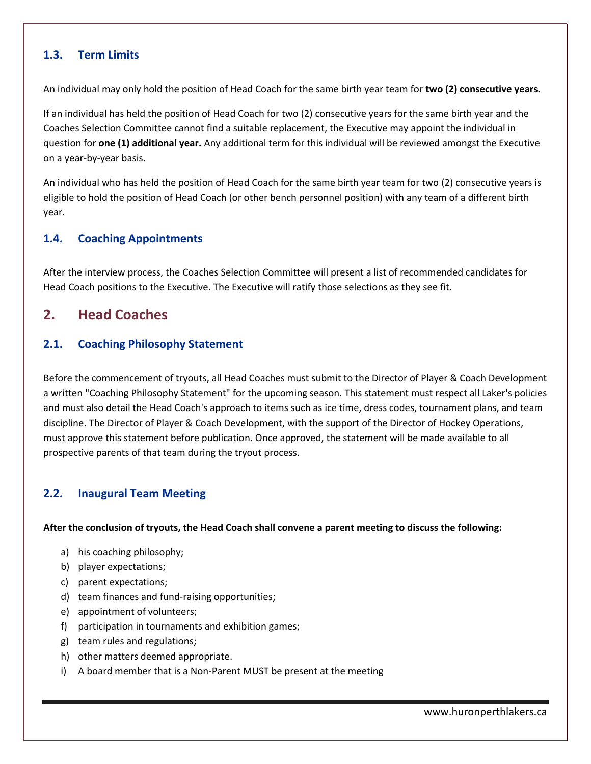### 1.3. Term Limits

An individual may only hold the position of Head Coach for the same birth year team for **two (2) consecutive years.**

If an individual has held the position of Head Coach for two (2) consecutive years for the same birth year and the Coaches Selection Committee cannot find a suitable replacement, the Executive may appoint the individual in question for **one (1) additional year.** Any additional term for this individual will be reviewed amongst the Executive on a year-by-year basis.

An individual who has held the position of Head Coach for the same birth year team for two (2) consecutive years is eligible to hold the position of Head Coach (or other bench personnel position) with any team of a different birth year.

### 1.4. Coaching Appointments

After the interview process, the Coaches Selection Committee will present a list of recommended candidates for Head Coach positions to the Executive. The Executive will ratify those selections as they see fit.

## 2. Head Coaches

### 2.1. Coaching Philosophy Statement

Before the commencement of tryouts, all Head Coaches must submit to the Director of Player & Coach Development a written "Coaching Philosophy Statement" for the upcoming season. This statement must respect all Laker's policies and must also detail the Head Coach's approach to items such as ice time, dress codes, tournament plans, and team discipline. The Director of Player & Coach Development, with the support of the Director of Hockey Operations, must approve this statement before publication. Once approved, the statement will be made available to all prospective parents of that team during the tryout process.

### 2.2. Inaugural Team Meeting

**After the conclusion of tryouts, the Head Coach shall convene a parent meeting to discuss the following:**

a) his coaching philosophy;
b) player expectations;
c) parent expectations;
d) team finances and fund-raising opportunities;
e) appointment of volunteers;
f) participation in tournaments and exhibition games;
g) team rules and regulations;
h) other matters deemed appropriate.
i) A board member that is a Non-Parent MUST be present at the meeting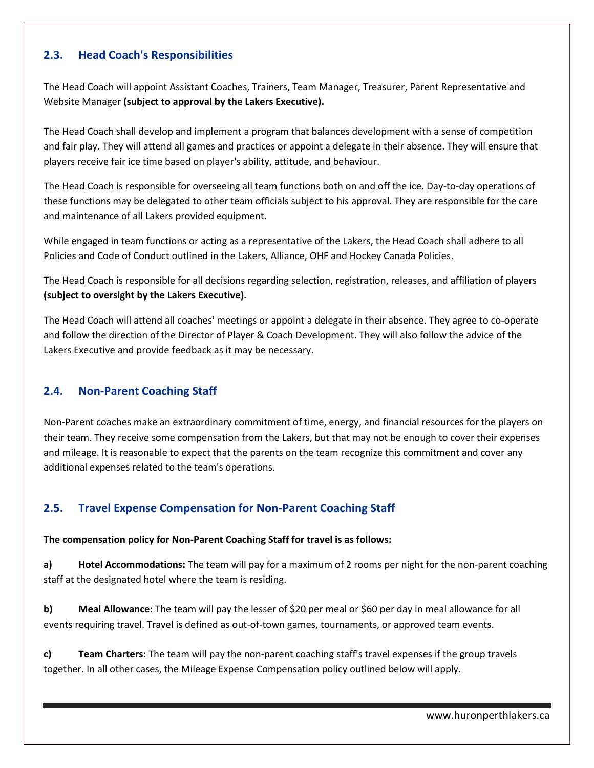## 2.3. Head Coach's Responsibilities

The Head Coach will appoint Assistant Coaches, Trainers, Team Manager, Treasurer, Parent Representative and Website Manager **(subject to approval by the Lakers Executive).**

The Head Coach shall develop and implement a program that balances development with a sense of competition and fair play. They will attend all games and practices or appoint a delegate in their absence. They will ensure that players receive fair ice time based on player's ability, attitude, and behaviour.

The Head Coach is responsible for overseeing all team functions both on and off the ice. Day-to-day operations of these functions may be delegated to other team officials subject to his approval. They are responsible for the care and maintenance of all Lakers provided equipment.

While engaged in team functions or acting as a representative of the Lakers, the Head Coach shall adhere to all Policies and Code of Conduct outlined in the Lakers, Alliance, OHF and Hockey Canada Policies.

The Head Coach is responsible for all decisions regarding selection, registration, releases, and affiliation of players **(subject to oversight by the Lakers Executive).**

The Head Coach will attend all coaches' meetings or appoint a delegate in their absence. They agree to co-operate and follow the direction of the Director of Player & Coach Development. They will also follow the advice of the Lakers Executive and provide feedback as it may be necessary.

## 2.4. Non-Parent Coaching Staff

Non-Parent coaches make an extraordinary commitment of time, energy, and financial resources for the players on their team. They receive some compensation from the Lakers, but that may not be enough to cover their expenses and mileage. It is reasonable to expect that the parents on the team recognize this commitment and cover any additional expenses related to the team's operations.

## 2.5. Travel Expense Compensation for Non-Parent Coaching Staff

**The compensation policy for Non-Parent Coaching Staff for travel is as follows:**

**a) Hotel Accommodations:** The team will pay for a maximum of 2 rooms per night for the non-parent coaching staff at the designated hotel where the team is residing.

**b) Meal Allowance:** The team will pay the lesser of $20 per meal or $60 per day in meal allowance for all events requiring travel. Travel is defined as out-of-town games, tournaments, or approved team events.

**c) Team Charters:** The team will pay the non-parent coaching staff's travel expenses if the group travels together. In all other cases, the Mileage Expense Compensation policy outlined below will apply.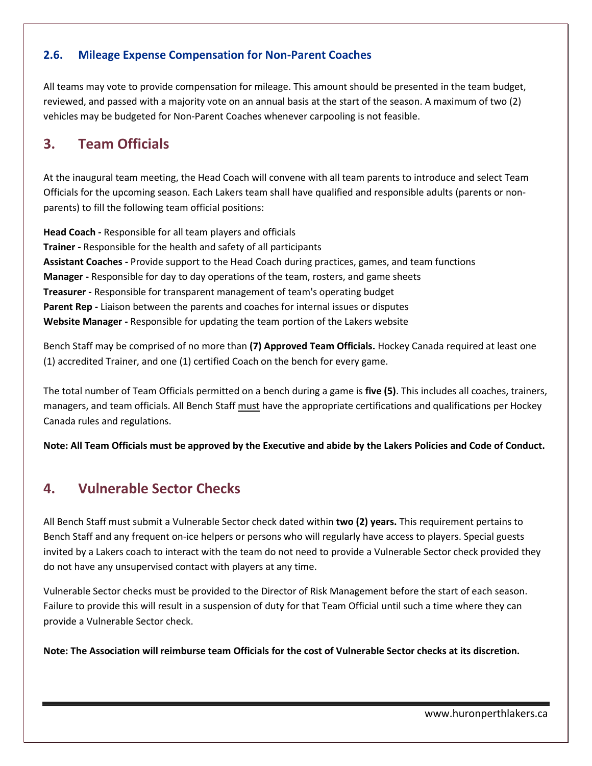### 2.6. Mileage Expense Compensation for Non-Parent Coaches

All teams may vote to provide compensation for mileage. This amount should be presented in the team budget, reviewed, and passed with a majority vote on an annual basis at the start of the season. A maximum of two (2) vehicles may be budgeted for Non-Parent Coaches whenever carpooling is not feasible.

## 3. Team Officials

At the inaugural team meeting, the Head Coach will convene with all team parents to introduce and select Team Officials for the upcoming season. Each Lakers team shall have qualified and responsible adults (parents or non-parents) to fill the following team official positions:

**Head Coach -** Responsible for all team players and officials
**Trainer -** Responsible for the health and safety of all participants
**Assistant Coaches -** Provide support to the Head Coach during practices, games, and team functions
**Manager -** Responsible for day to day operations of the team, rosters, and game sheets
**Treasurer -** Responsible for transparent management of team's operating budget
**Parent Rep -** Liaison between the parents and coaches for internal issues or disputes
**Website Manager -** Responsible for updating the team portion of the Lakers website

Bench Staff may be comprised of no more than **(7) Approved Team Officials.** Hockey Canada required at least one (1) accredited Trainer, and one (1) certified Coach on the bench for every game.

The total number of Team Officials permitted on a bench during a game is **five (5)**. This includes all coaches, trainers, managers, and team officials. All Bench Staff must have the appropriate certifications and qualifications per Hockey Canada rules and regulations.

**Note: All Team Officials must be approved by the Executive and abide by the Lakers Policies and Code of Conduct.**

## 4. Vulnerable Sector Checks

All Bench Staff must submit a Vulnerable Sector check dated within **two (2) years.** This requirement pertains to Bench Staff and any frequent on-ice helpers or persons who will regularly have access to players. Special guests invited by a Lakers coach to interact with the team do not need to provide a Vulnerable Sector check provided they do not have any unsupervised contact with players at any time.

Vulnerable Sector checks must be provided to the Director of Risk Management before the start of each season. Failure to provide this will result in a suspension of duty for that Team Official until such a time where they can provide a Vulnerable Sector check.

**Note: The Association will reimburse team Officials for the cost of Vulnerable Sector checks at its discretion.**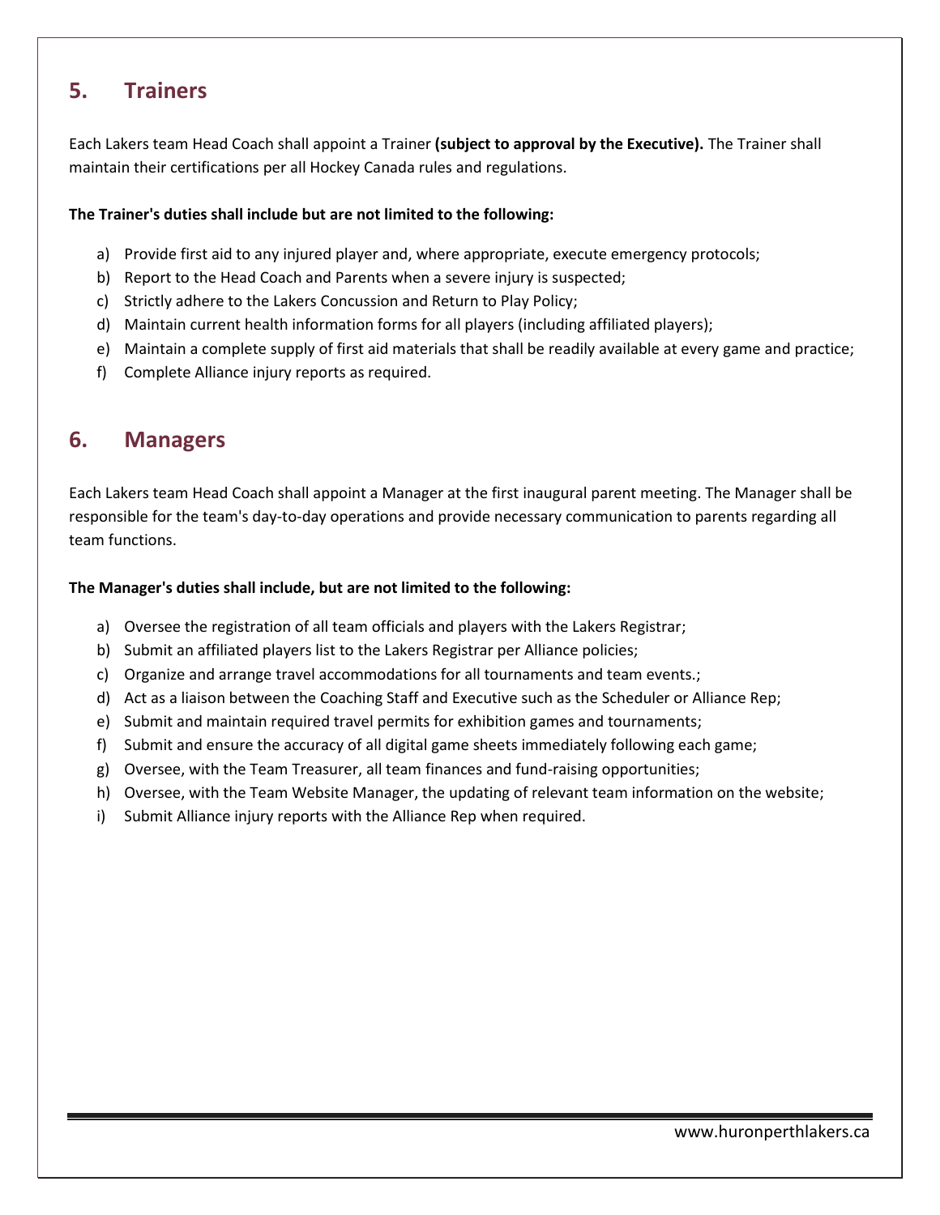## 5. Trainers

Each Lakers team Head Coach shall appoint a Trainer **(subject to approval by the Executive).** The Trainer shall maintain their certifications per all Hockey Canada rules and regulations.

**The Trainer's duties shall include but are not limited to the following:**

a) Provide first aid to any injured player and, where appropriate, execute emergency protocols;
b) Report to the Head Coach and Parents when a severe injury is suspected;
c) Strictly adhere to the Lakers Concussion and Return to Play Policy;
d) Maintain current health information forms for all players (including affiliated players);
e) Maintain a complete supply of first aid materials that shall be readily available at every game and practice;
f) Complete Alliance injury reports as required.

## 6. Managers

Each Lakers team Head Coach shall appoint a Manager at the first inaugural parent meeting. The Manager shall be responsible for the team's day-to-day operations and provide necessary communication to parents regarding all team functions.

**The Manager's duties shall include, but are not limited to the following:**

a) Oversee the registration of all team officials and players with the Lakers Registrar;
b) Submit an affiliated players list to the Lakers Registrar per Alliance policies;
c) Organize and arrange travel accommodations for all tournaments and team events.;
d) Act as a liaison between the Coaching Staff and Executive such as the Scheduler or Alliance Rep;
e) Submit and maintain required travel permits for exhibition games and tournaments;
f) Submit and ensure the accuracy of all digital game sheets immediately following each game;
g) Oversee, with the Team Treasurer, all team finances and fund-raising opportunities;
h) Oversee, with the Team Website Manager, the updating of relevant team information on the website;
i) Submit Alliance injury reports with the Alliance Rep when required.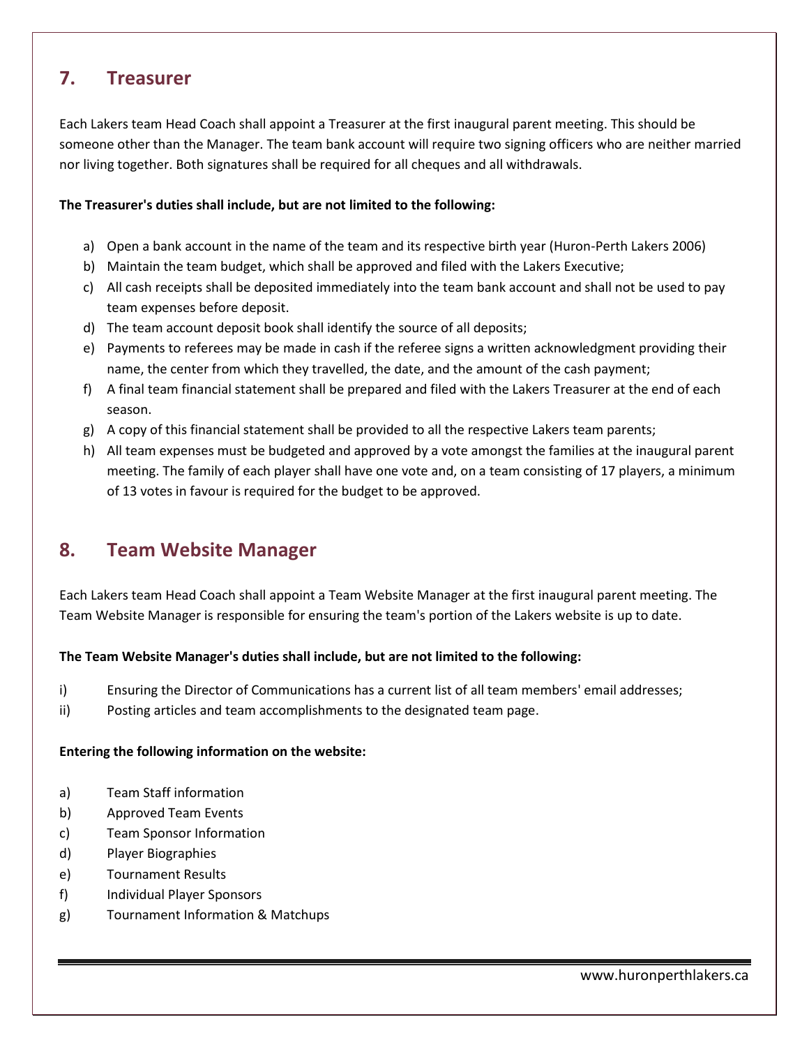## 7. Treasurer

Each Lakers team Head Coach shall appoint a Treasurer at the first inaugural parent meeting. This should be someone other than the Manager. The team bank account will require two signing officers who are neither married nor living together. Both signatures shall be required for all cheques and all withdrawals.

**The Treasurer's duties shall include, but are not limited to the following:**

a) Open a bank account in the name of the team and its respective birth year (Huron-Perth Lakers 2006)
b) Maintain the team budget, which shall be approved and filed with the Lakers Executive;
c) All cash receipts shall be deposited immediately into the team bank account and shall not be used to pay team expenses before deposit.
d) The team account deposit book shall identify the source of all deposits;
e) Payments to referees may be made in cash if the referee signs a written acknowledgment providing their name, the center from which they travelled, the date, and the amount of the cash payment;
f) A final team financial statement shall be prepared and filed with the Lakers Treasurer at the end of each season.
g) A copy of this financial statement shall be provided to all the respective Lakers team parents;
h) All team expenses must be budgeted and approved by a vote amongst the families at the inaugural parent meeting. The family of each player shall have one vote and, on a team consisting of 17 players, a minimum of 13 votes in favour is required for the budget to be approved.

## 8. Team Website Manager

Each Lakers team Head Coach shall appoint a Team Website Manager at the first inaugural parent meeting. The Team Website Manager is responsible for ensuring the team's portion of the Lakers website is up to date.

**The Team Website Manager's duties shall include, but are not limited to the following:**

i) Ensuring the Director of Communications has a current list of all team members' email addresses;
ii) Posting articles and team accomplishments to the designated team page.

**Entering the following information on the website:**

a) Team Staff information
b) Approved Team Events
c) Team Sponsor Information
d) Player Biographies
e) Tournament Results
f) Individual Player Sponsors
g) Tournament Information & Matchups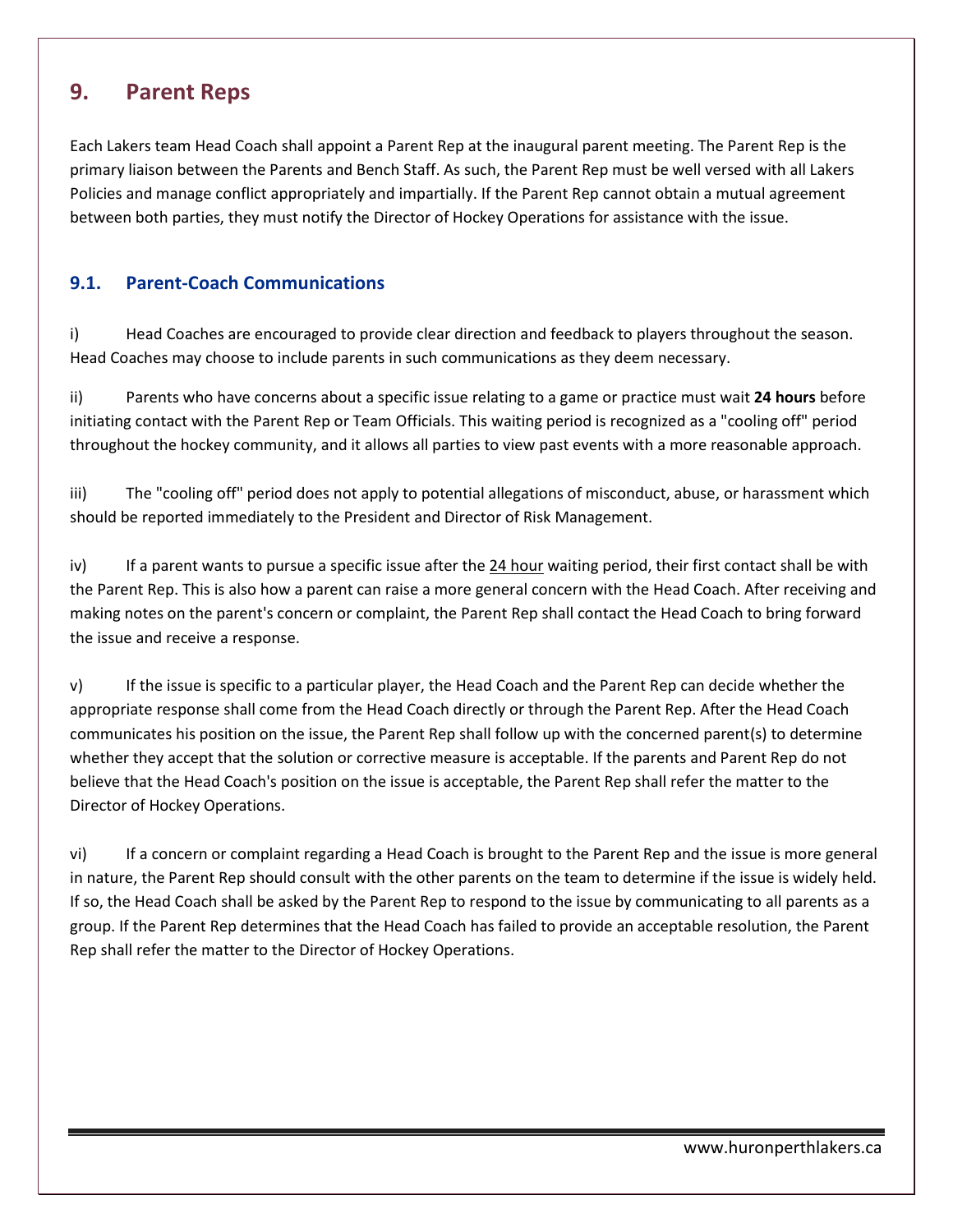## 9. Parent Reps

Each Lakers team Head Coach shall appoint a Parent Rep at the inaugural parent meeting. The Parent Rep is the primary liaison between the Parents and Bench Staff. As such, the Parent Rep must be well versed with all Lakers Policies and manage conflict appropriately and impartially. If the Parent Rep cannot obtain a mutual agreement between both parties, they must notify the Director of Hockey Operations for assistance with the issue.

### 9.1. Parent-Coach Communications

i) Head Coaches are encouraged to provide clear direction and feedback to players throughout the season. Head Coaches may choose to include parents in such communications as they deem necessary.

ii) Parents who have concerns about a specific issue relating to a game or practice must wait **24 hours** before initiating contact with the Parent Rep or Team Officials. This waiting period is recognized as a "cooling off" period throughout the hockey community, and it allows all parties to view past events with a more reasonable approach.

iii) The "cooling off" period does not apply to potential allegations of misconduct, abuse, or harassment which should be reported immediately to the President and Director of Risk Management.

iv) If a parent wants to pursue a specific issue after the 24 hour waiting period, their first contact shall be with the Parent Rep. This is also how a parent can raise a more general concern with the Head Coach. After receiving and making notes on the parent's concern or complaint, the Parent Rep shall contact the Head Coach to bring forward the issue and receive a response.

v) If the issue is specific to a particular player, the Head Coach and the Parent Rep can decide whether the appropriate response shall come from the Head Coach directly or through the Parent Rep. After the Head Coach communicates his position on the issue, the Parent Rep shall follow up with the concerned parent(s) to determine whether they accept that the solution or corrective measure is acceptable. If the parents and Parent Rep do not believe that the Head Coach's position on the issue is acceptable, the Parent Rep shall refer the matter to the Director of Hockey Operations.

vi) If a concern or complaint regarding a Head Coach is brought to the Parent Rep and the issue is more general in nature, the Parent Rep should consult with the other parents on the team to determine if the issue is widely held. If so, the Head Coach shall be asked by the Parent Rep to respond to the issue by communicating to all parents as a group. If the Parent Rep determines that the Head Coach has failed to provide an acceptable resolution, the Parent Rep shall refer the matter to the Director of Hockey Operations.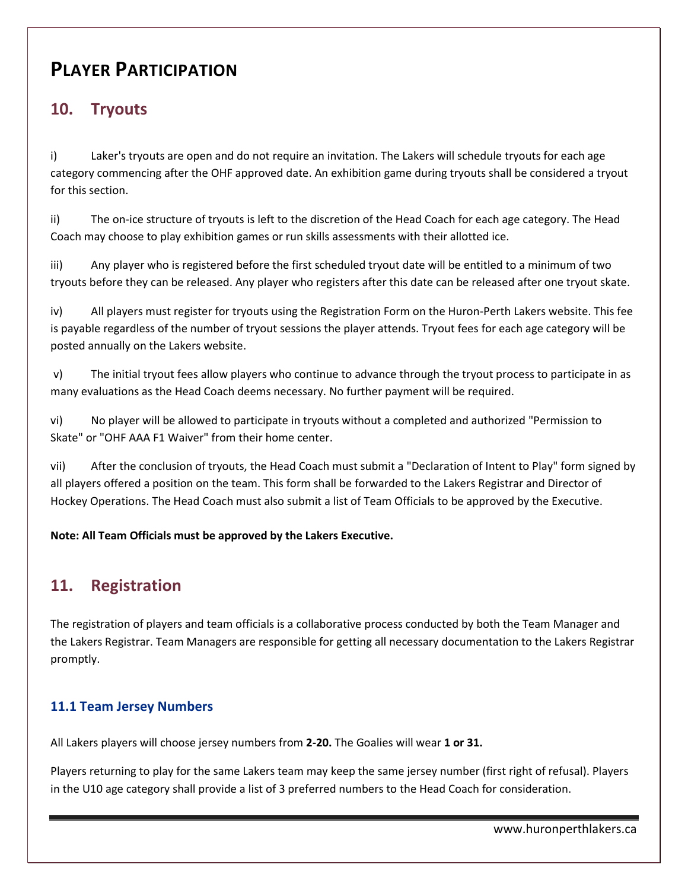# Player Participation

## 10. Tryouts

i) Laker's tryouts are open and do not require an invitation. The Lakers will schedule tryouts for each age category commencing after the OHF approved date. An exhibition game during tryouts shall be considered a tryout for this section.

ii) The on-ice structure of tryouts is left to the discretion of the Head Coach for each age category. The Head Coach may choose to play exhibition games or run skills assessments with their allotted ice.

iii) Any player who is registered before the first scheduled tryout date will be entitled to a minimum of two tryouts before they can be released. Any player who registers after this date can be released after one tryout skate.

iv) All players must register for tryouts using the Registration Form on the Huron-Perth Lakers website. This fee is payable regardless of the number of tryout sessions the player attends. Tryout fees for each age category will be posted annually on the Lakers website.

v) The initial tryout fees allow players who continue to advance through the tryout process to participate in as many evaluations as the Head Coach deems necessary. No further payment will be required.

vi) No player will be allowed to participate in tryouts without a completed and authorized "Permission to Skate" or "OHF AAA F1 Waiver" from their home center.

vii) After the conclusion of tryouts, the Head Coach must submit a "Declaration of Intent to Play" form signed by all players offered a position on the team. This form shall be forwarded to the Lakers Registrar and Director of Hockey Operations. The Head Coach must also submit a list of Team Officials to be approved by the Executive.

**Note: All Team Officials must be approved by the Lakers Executive.**

## 11. Registration

The registration of players and team officials is a collaborative process conducted by both the Team Manager and the Lakers Registrar. Team Managers are responsible for getting all necessary documentation to the Lakers Registrar promptly.

### 11.1 Team Jersey Numbers

All Lakers players will choose jersey numbers from **2-20.** The Goalies will wear **1 or 31.**

Players returning to play for the same Lakers team may keep the same jersey number (first right of refusal). Players in the U10 age category shall provide a list of 3 preferred numbers to the Head Coach for consideration.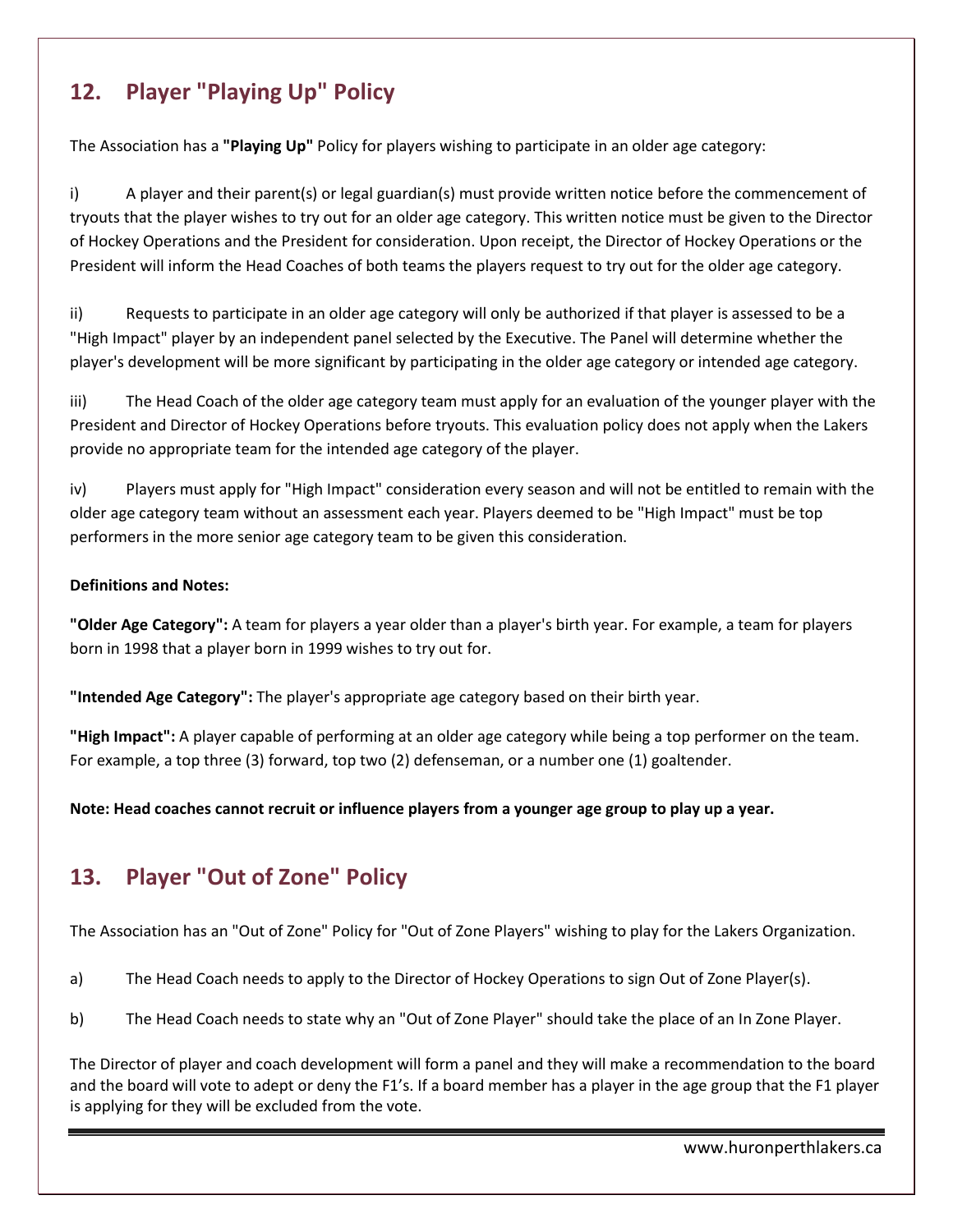## 12. Player "Playing Up" Policy

The Association has a **"Playing Up"** Policy for players wishing to participate in an older age category:

i) A player and their parent(s) or legal guardian(s) must provide written notice before the commencement of tryouts that the player wishes to try out for an older age category. This written notice must be given to the Director of Hockey Operations and the President for consideration. Upon receipt, the Director of Hockey Operations or the President will inform the Head Coaches of both teams the players request to try out for the older age category.

ii) Requests to participate in an older age category will only be authorized if that player is assessed to be a "High Impact" player by an independent panel selected by the Executive. The Panel will determine whether the player's development will be more significant by participating in the older age category or intended age category.

iii) The Head Coach of the older age category team must apply for an evaluation of the younger player with the President and Director of Hockey Operations before tryouts. This evaluation policy does not apply when the Lakers provide no appropriate team for the intended age category of the player.

iv) Players must apply for "High Impact" consideration every season and will not be entitled to remain with the older age category team without an assessment each year. Players deemed to be "High Impact" must be top performers in the more senior age category team to be given this consideration.

**Definitions and Notes:**

**"Older Age Category":** A team for players a year older than a player's birth year. For example, a team for players born in 1998 that a player born in 1999 wishes to try out for.

**"Intended Age Category":** The player's appropriate age category based on their birth year.

**"High Impact":** A player capable of performing at an older age category while being a top performer on the team. For example, a top three (3) forward, top two (2) defenseman, or a number one (1) goaltender.

**Note: Head coaches cannot recruit or influence players from a younger age group to play up a year.**

## 13. Player "Out of Zone" Policy

The Association has an "Out of Zone" Policy for "Out of Zone Players" wishing to play for the Lakers Organization.

a) The Head Coach needs to apply to the Director of Hockey Operations to sign Out of Zone Player(s).

b) The Head Coach needs to state why an "Out of Zone Player" should take the place of an In Zone Player.

The Director of player and coach development will form a panel and they will make a recommendation to the board and the board will vote to adept or deny the F1's. If a board member has a player in the age group that the F1 player is applying for they will be excluded from the vote.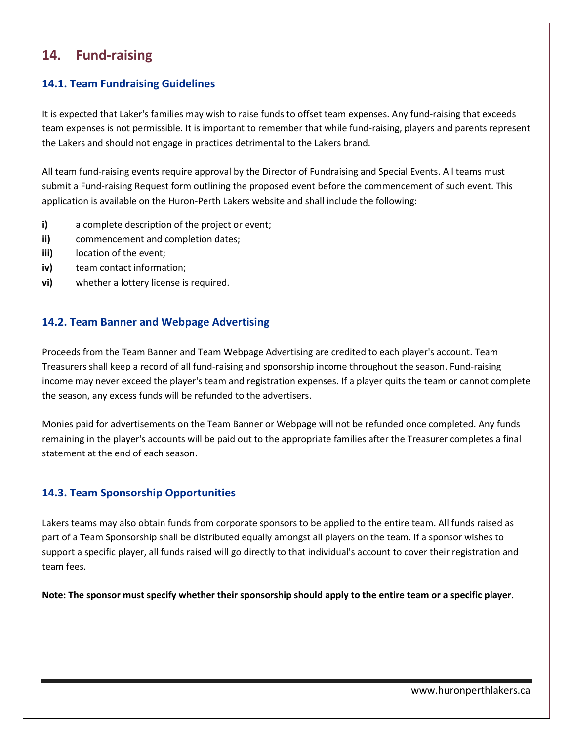## 14. Fund-raising

### 14.1. Team Fundraising Guidelines

It is expected that Laker's families may wish to raise funds to offset team expenses. Any fund-raising that exceeds team expenses is not permissible. It is important to remember that while fund-raising, players and parents represent the Lakers and should not engage in practices detrimental to the Lakers brand.

All team fund-raising events require approval by the Director of Fundraising and Special Events. All teams must submit a Fund-raising Request form outlining the proposed event before the commencement of such event. This application is available on the Huron-Perth Lakers website and shall include the following:

**i)** a complete description of the project or event;
**ii)** commencement and completion dates;
**iii)** location of the event;
**iv)** team contact information;
**vi)** whether a lottery license is required.

### 14.2. Team Banner and Webpage Advertising

Proceeds from the Team Banner and Team Webpage Advertising are credited to each player's account. Team Treasurers shall keep a record of all fund-raising and sponsorship income throughout the season. Fund-raising income may never exceed the player's team and registration expenses. If a player quits the team or cannot complete the season, any excess funds will be refunded to the advertisers.

Monies paid for advertisements on the Team Banner or Webpage will not be refunded once completed. Any funds remaining in the player's accounts will be paid out to the appropriate families after the Treasurer completes a final statement at the end of each season.

### 14.3. Team Sponsorship Opportunities

Lakers teams may also obtain funds from corporate sponsors to be applied to the entire team. All funds raised as part of a Team Sponsorship shall be distributed equally amongst all players on the team. If a sponsor wishes to support a specific player, all funds raised will go directly to that individual's account to cover their registration and team fees.

**Note: The sponsor must specify whether their sponsorship should apply to the entire team or a specific player.**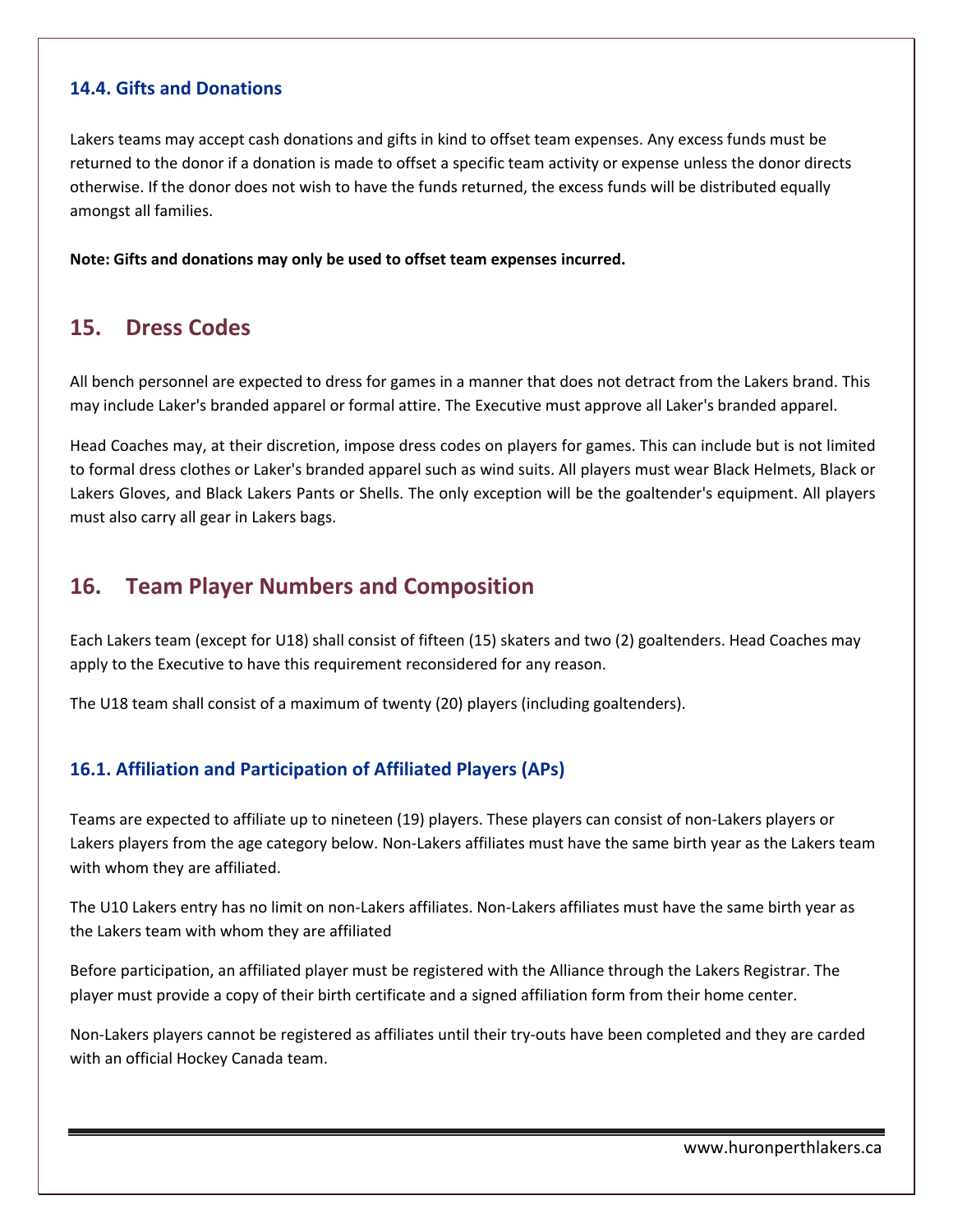### 14.4. Gifts and Donations

Lakers teams may accept cash donations and gifts in kind to offset team expenses. Any excess funds must be returned to the donor if a donation is made to offset a specific team activity or expense unless the donor directs otherwise. If the donor does not wish to have the funds returned, the excess funds will be distributed equally amongst all families.

**Note: Gifts and donations may only be used to offset team expenses incurred.**

## 15. Dress Codes

All bench personnel are expected to dress for games in a manner that does not detract from the Lakers brand. This may include Laker's branded apparel or formal attire. The Executive must approve all Laker's branded apparel.

Head Coaches may, at their discretion, impose dress codes on players for games. This can include but is not limited to formal dress clothes or Laker's branded apparel such as wind suits. All players must wear Black Helmets, Black or Lakers Gloves, and Black Lakers Pants or Shells. The only exception will be the goaltender's equipment. All players must also carry all gear in Lakers bags.

## 16. Team Player Numbers and Composition

Each Lakers team (except for U18) shall consist of fifteen (15) skaters and two (2) goaltenders. Head Coaches may apply to the Executive to have this requirement reconsidered for any reason.

The U18 team shall consist of a maximum of twenty (20) players (including goaltenders).

### 16.1. Affiliation and Participation of Affiliated Players (APs)

Teams are expected to affiliate up to nineteen (19) players. These players can consist of non-Lakers players or Lakers players from the age category below. Non-Lakers affiliates must have the same birth year as the Lakers team with whom they are affiliated.

The U10 Lakers entry has no limit on non-Lakers affiliates. Non-Lakers affiliates must have the same birth year as the Lakers team with whom they are affiliated

Before participation, an affiliated player must be registered with the Alliance through the Lakers Registrar. The player must provide a copy of their birth certificate and a signed affiliation form from their home center.

Non-Lakers players cannot be registered as affiliates until their try-outs have been completed and they are carded with an official Hockey Canada team.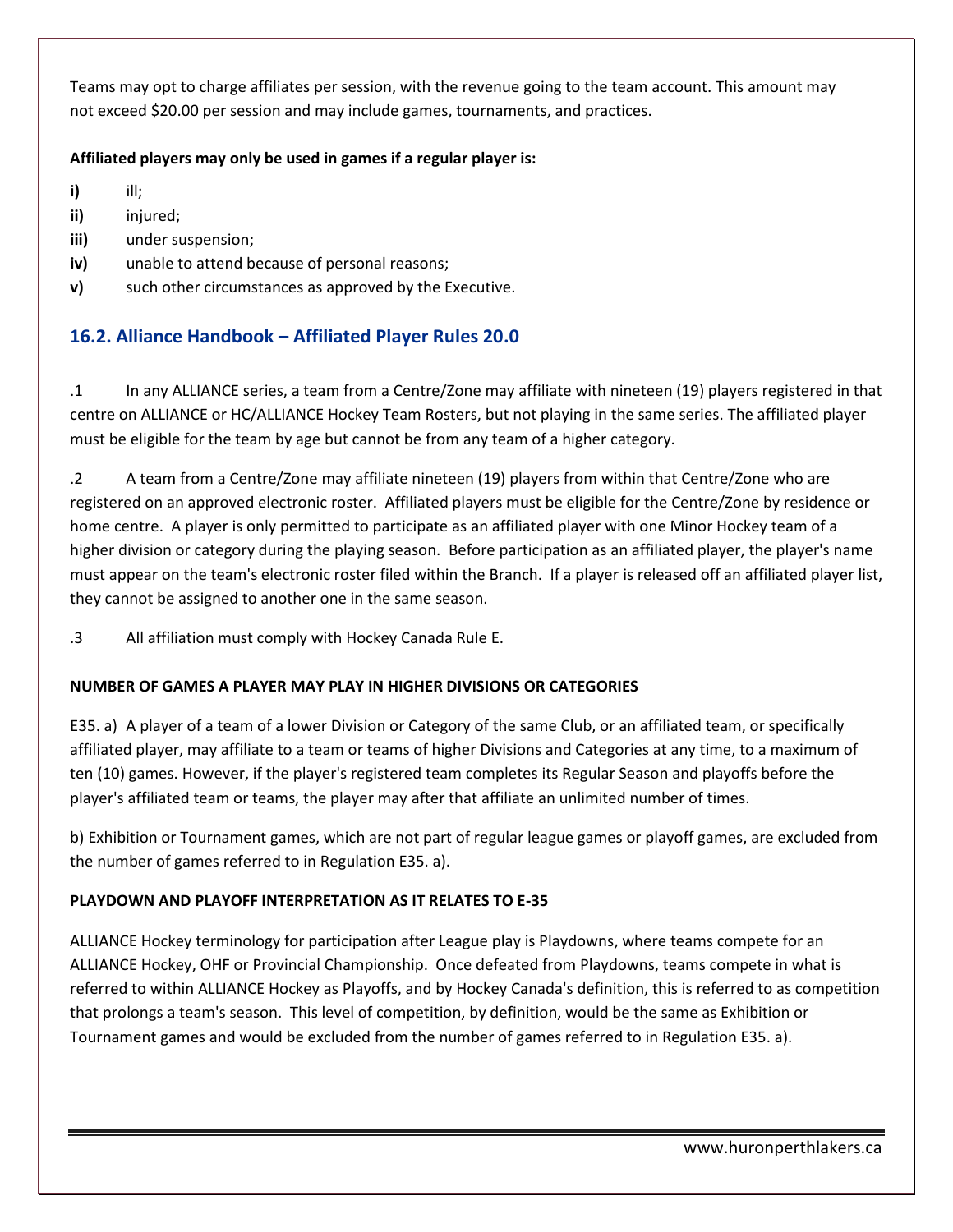Teams may opt to charge affiliates per session, with the revenue going to the team account. This amount may not exceed $20.00 per session and may include games, tournaments, and practices.

**Affiliated players may only be used in games if a regular player is:**

**i)** ill;

**ii)** injured;

**iii)** under suspension;

**iv)** unable to attend because of personal reasons;

**v)** such other circumstances as approved by the Executive.

## 16.2. Alliance Handbook – Affiliated Player Rules 20.0

.1 In any ALLIANCE series, a team from a Centre/Zone may affiliate with nineteen (19) players registered in that centre on ALLIANCE or HC/ALLIANCE Hockey Team Rosters, but not playing in the same series. The affiliated player must be eligible for the team by age but cannot be from any team of a higher category.

.2 A team from a Centre/Zone may affiliate nineteen (19) players from within that Centre/Zone who are registered on an approved electronic roster. Affiliated players must be eligible for the Centre/Zone by residence or home centre. A player is only permitted to participate as an affiliated player with one Minor Hockey team of a higher division or category during the playing season. Before participation as an affiliated player, the player's name must appear on the team's electronic roster filed within the Branch. If a player is released off an affiliated player list, they cannot be assigned to another one in the same season.

.3 All affiliation must comply with Hockey Canada Rule E.

**NUMBER OF GAMES A PLAYER MAY PLAY IN HIGHER DIVISIONS OR CATEGORIES**

E35. a) A player of a team of a lower Division or Category of the same Club, or an affiliated team, or specifically affiliated player, may affiliate to a team or teams of higher Divisions and Categories at any time, to a maximum of ten (10) games. However, if the player's registered team completes its Regular Season and playoffs before the player's affiliated team or teams, the player may after that affiliate an unlimited number of times.

b) Exhibition or Tournament games, which are not part of regular league games or playoff games, are excluded from the number of games referred to in Regulation E35. a).

**PLAYDOWN AND PLAYOFF INTERPRETATION AS IT RELATES TO E-35**

ALLIANCE Hockey terminology for participation after League play is Playdowns, where teams compete for an ALLIANCE Hockey, OHF or Provincial Championship. Once defeated from Playdowns, teams compete in what is referred to within ALLIANCE Hockey as Playoffs, and by Hockey Canada's definition, this is referred to as competition that prolongs a team's season. This level of competition, by definition, would be the same as Exhibition or Tournament games and would be excluded from the number of games referred to in Regulation E35. a).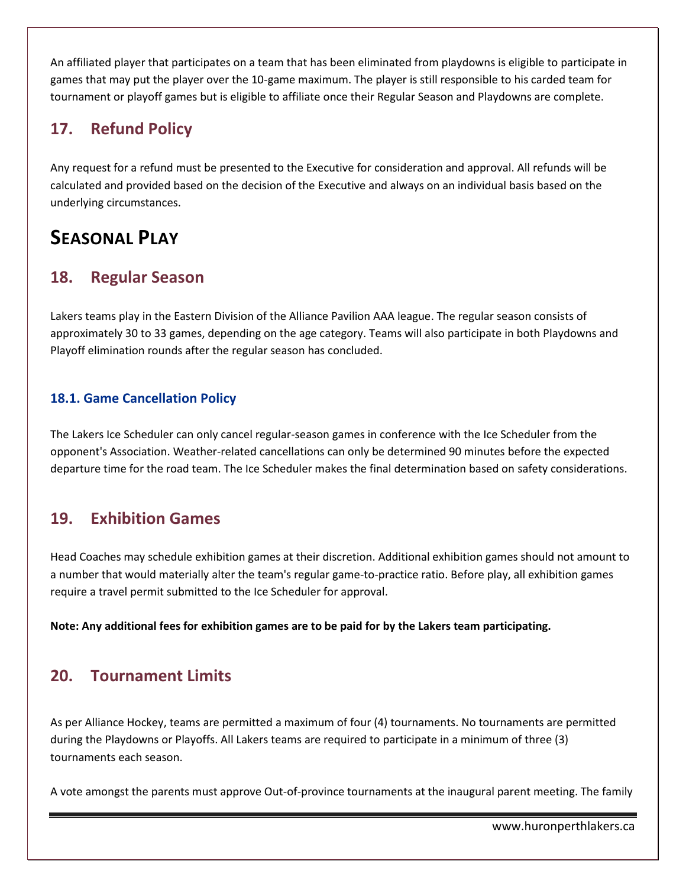An affiliated player that participates on a team that has been eliminated from playdowns is eligible to participate in games that may put the player over the 10-game maximum. The player is still responsible to his carded team for tournament or playoff games but is eligible to affiliate once their Regular Season and Playdowns are complete.

## 17. Refund Policy

Any request for a refund must be presented to the Executive for consideration and approval. All refunds will be calculated and provided based on the decision of the Executive and always on an individual basis based on the underlying circumstances.

# Seasonal Play

## 18. Regular Season

Lakers teams play in the Eastern Division of the Alliance Pavilion AAA league. The regular season consists of approximately 30 to 33 games, depending on the age category. Teams will also participate in both Playdowns and Playoff elimination rounds after the regular season has concluded.

### 18.1. Game Cancellation Policy

The Lakers Ice Scheduler can only cancel regular-season games in conference with the Ice Scheduler from the opponent's Association. Weather-related cancellations can only be determined 90 minutes before the expected departure time for the road team. The Ice Scheduler makes the final determination based on safety considerations.

## 19. Exhibition Games

Head Coaches may schedule exhibition games at their discretion. Additional exhibition games should not amount to a number that would materially alter the team's regular game-to-practice ratio. Before play, all exhibition games require a travel permit submitted to the Ice Scheduler for approval.

**Note: Any additional fees for exhibition games are to be paid for by the Lakers team participating.**

## 20. Tournament Limits

As per Alliance Hockey, teams are permitted a maximum of four (4) tournaments. No tournaments are permitted during the Playdowns or Playoffs. All Lakers teams are required to participate in a minimum of three (3) tournaments each season.

A vote amongst the parents must approve Out-of-province tournaments at the inaugural parent meeting. The family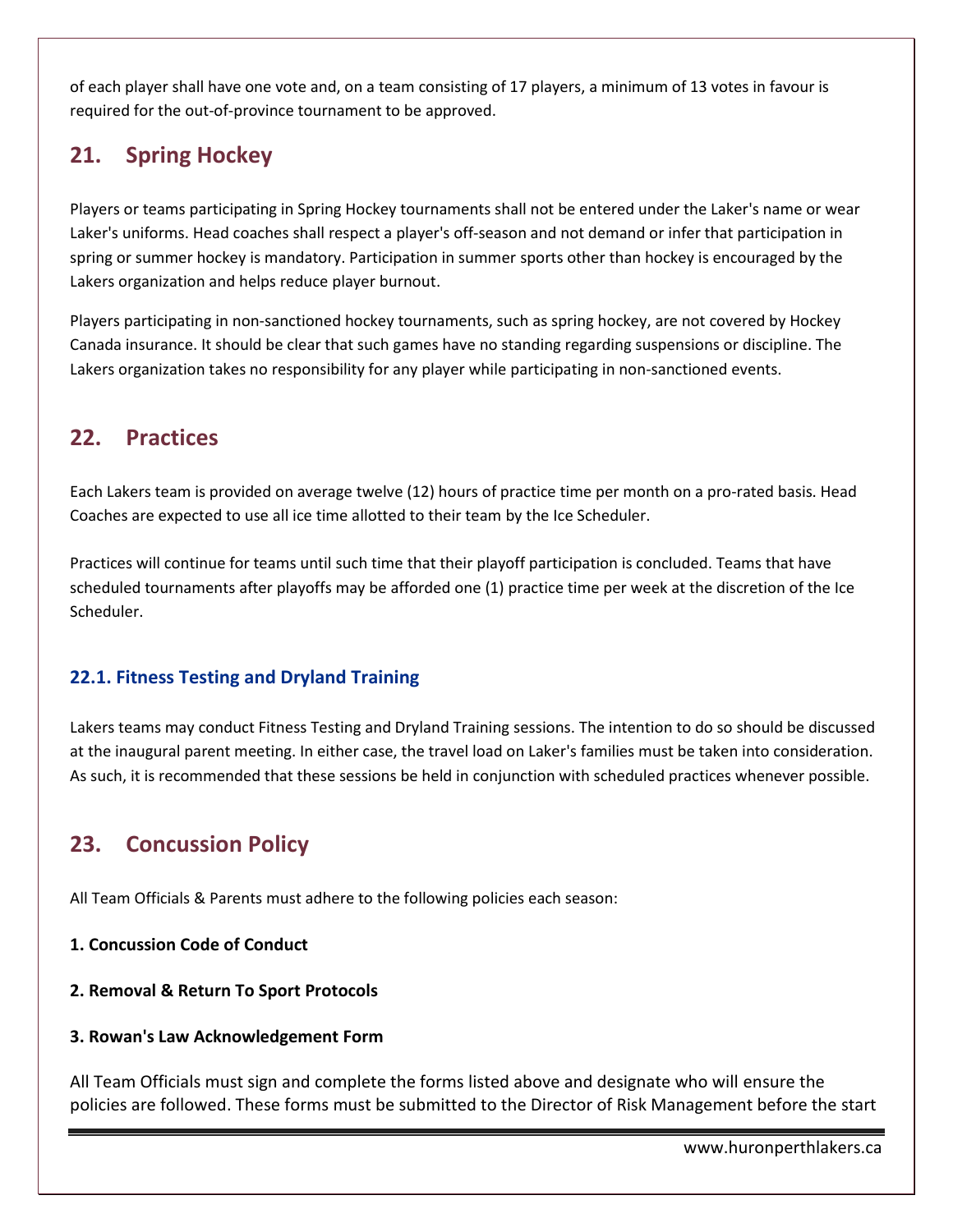of each player shall have one vote and, on a team consisting of 17 players, a minimum of 13 votes in favour is required for the out-of-province tournament to be approved.

## 21. Spring Hockey

Players or teams participating in Spring Hockey tournaments shall not be entered under the Laker's name or wear Laker's uniforms. Head coaches shall respect a player's off-season and not demand or infer that participation in spring or summer hockey is mandatory. Participation in summer sports other than hockey is encouraged by the Lakers organization and helps reduce player burnout.

Players participating in non-sanctioned hockey tournaments, such as spring hockey, are not covered by Hockey Canada insurance. It should be clear that such games have no standing regarding suspensions or discipline. The Lakers organization takes no responsibility for any player while participating in non-sanctioned events.

## 22. Practices

Each Lakers team is provided on average twelve (12) hours of practice time per month on a pro-rated basis. Head Coaches are expected to use all ice time allotted to their team by the Ice Scheduler.

Practices will continue for teams until such time that their playoff participation is concluded. Teams that have scheduled tournaments after playoffs may be afforded one (1) practice time per week at the discretion of the Ice Scheduler.

### 22.1. Fitness Testing and Dryland Training

Lakers teams may conduct Fitness Testing and Dryland Training sessions. The intention to do so should be discussed at the inaugural parent meeting. In either case, the travel load on Laker's families must be taken into consideration. As such, it is recommended that these sessions be held in conjunction with scheduled practices whenever possible.

## 23. Concussion Policy

All Team Officials & Parents must adhere to the following policies each season:

**1. Concussion Code of Conduct**

**2. Removal & Return To Sport Protocols**

**3. Rowan's Law Acknowledgement Form**

All Team Officials must sign and complete the forms listed above and designate who will ensure the policies are followed. These forms must be submitted to the Director of Risk Management before the start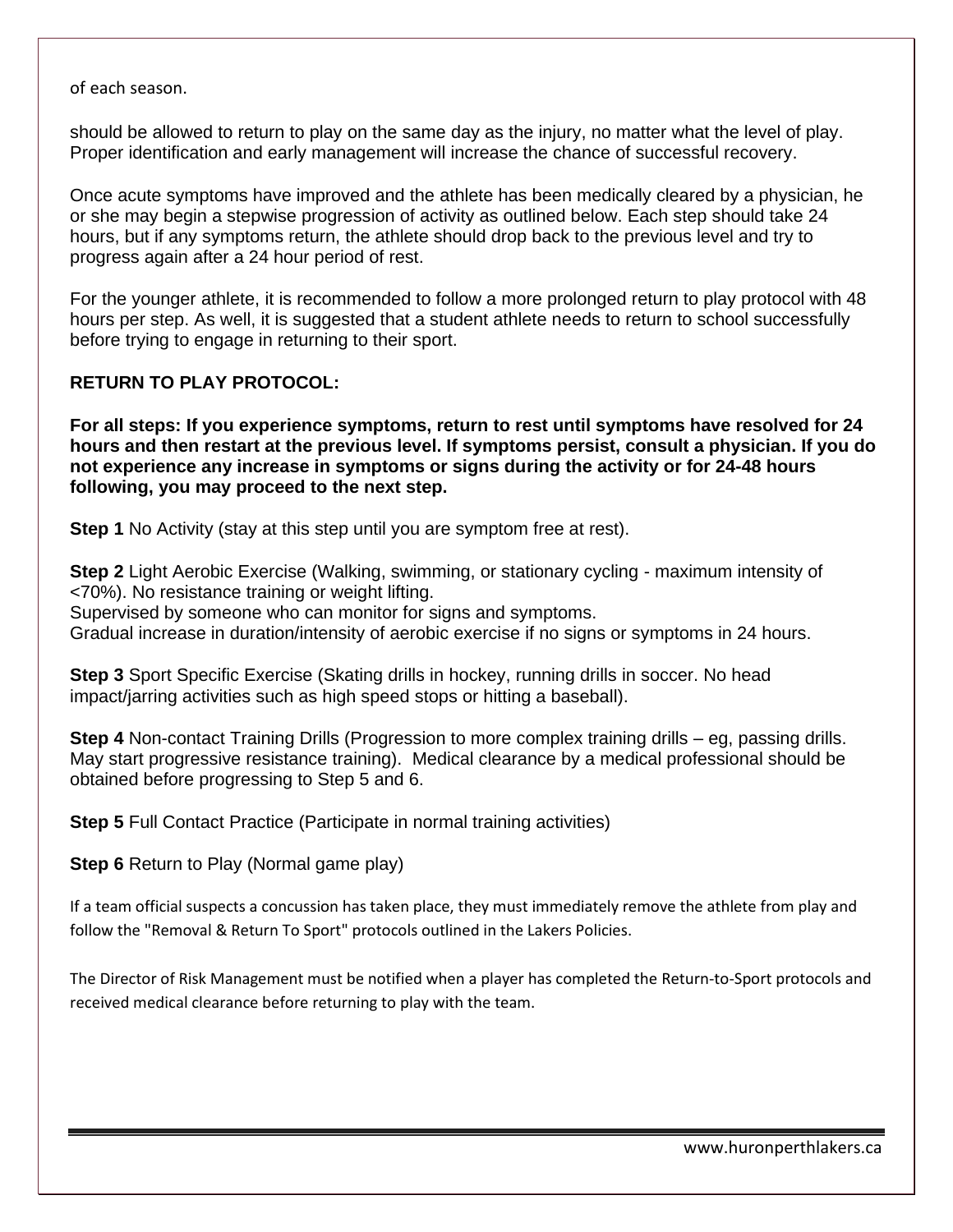of each season.

should be allowed to return to play on the same day as the injury, no matter what the level of play. Proper identification and early management will increase the chance of successful recovery.

Once acute symptoms have improved and the athlete has been medically cleared by a physician, he or she may begin a stepwise progression of activity as outlined below. Each step should take 24 hours, but if any symptoms return, the athlete should drop back to the previous level and try to progress again after a 24 hour period of rest.

For the younger athlete, it is recommended to follow a more prolonged return to play protocol with 48 hours per step. As well, it is suggested that a student athlete needs to return to school successfully before trying to engage in returning to their sport.

**RETURN TO PLAY PROTOCOL:**

**For all steps: If you experience symptoms, return to rest until symptoms have resolved for 24 hours and then restart at the previous level. If symptoms persist, consult a physician. If you do not experience any increase in symptoms or signs during the activity or for 24-48 hours following, you may proceed to the next step.**

**Step 1** No Activity (stay at this step until you are symptom free at rest).

**Step 2** Light Aerobic Exercise (Walking, swimming, or stationary cycling - maximum intensity of <70%). No resistance training or weight lifting.
Supervised by someone who can monitor for signs and symptoms.
Gradual increase in duration/intensity of aerobic exercise if no signs or symptoms in 24 hours.

**Step 3** Sport Specific Exercise (Skating drills in hockey, running drills in soccer. No head impact/jarring activities such as high speed stops or hitting a baseball).

**Step 4** Non-contact Training Drills (Progression to more complex training drills – eg, passing drills. May start progressive resistance training). Medical clearance by a medical professional should be obtained before progressing to Step 5 and 6.

**Step 5** Full Contact Practice (Participate in normal training activities)

**Step 6** Return to Play (Normal game play)

If a team official suspects a concussion has taken place, they must immediately remove the athlete from play and follow the "Removal & Return To Sport" protocols outlined in the Lakers Policies.

The Director of Risk Management must be notified when a player has completed the Return-to-Sport protocols and received medical clearance before returning to play with the team.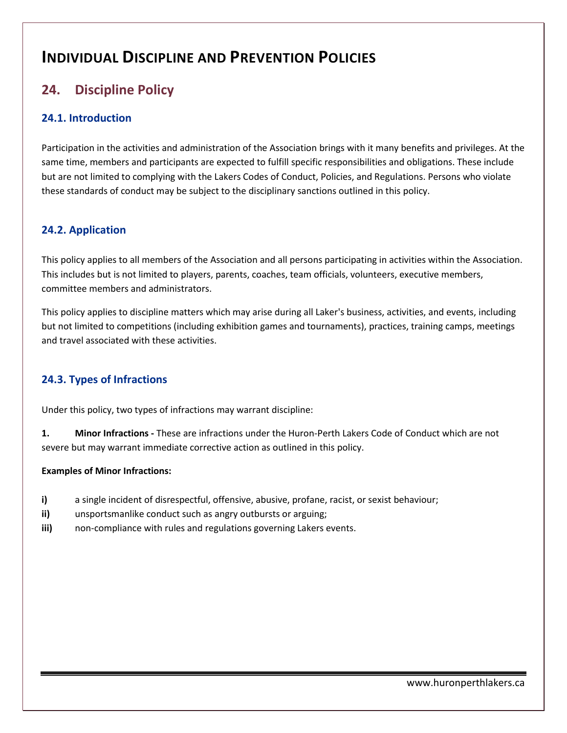# INDIVIDUAL DISCIPLINE AND PREVENTION POLICIES

## 24. Discipline Policy

### 24.1. Introduction

Participation in the activities and administration of the Association brings with it many benefits and privileges. At the same time, members and participants are expected to fulfill specific responsibilities and obligations. These include but are not limited to complying with the Lakers Codes of Conduct, Policies, and Regulations. Persons who violate these standards of conduct may be subject to the disciplinary sanctions outlined in this policy.

### 24.2. Application

This policy applies to all members of the Association and all persons participating in activities within the Association. This includes but is not limited to players, parents, coaches, team officials, volunteers, executive members, committee members and administrators.

This policy applies to discipline matters which may arise during all Laker's business, activities, and events, including but not limited to competitions (including exhibition games and tournaments), practices, training camps, meetings and travel associated with these activities.

### 24.3. Types of Infractions

Under this policy, two types of infractions may warrant discipline:

**1. Minor Infractions -** These are infractions under the Huron-Perth Lakers Code of Conduct which are not severe but may warrant immediate corrective action as outlined in this policy.

**Examples of Minor Infractions:**

**i)** a single incident of disrespectful, offensive, abusive, profane, racist, or sexist behaviour;
**ii)** unsportsmanlike conduct such as angry outbursts or arguing;
**iii)** non-compliance with rules and regulations governing Lakers events.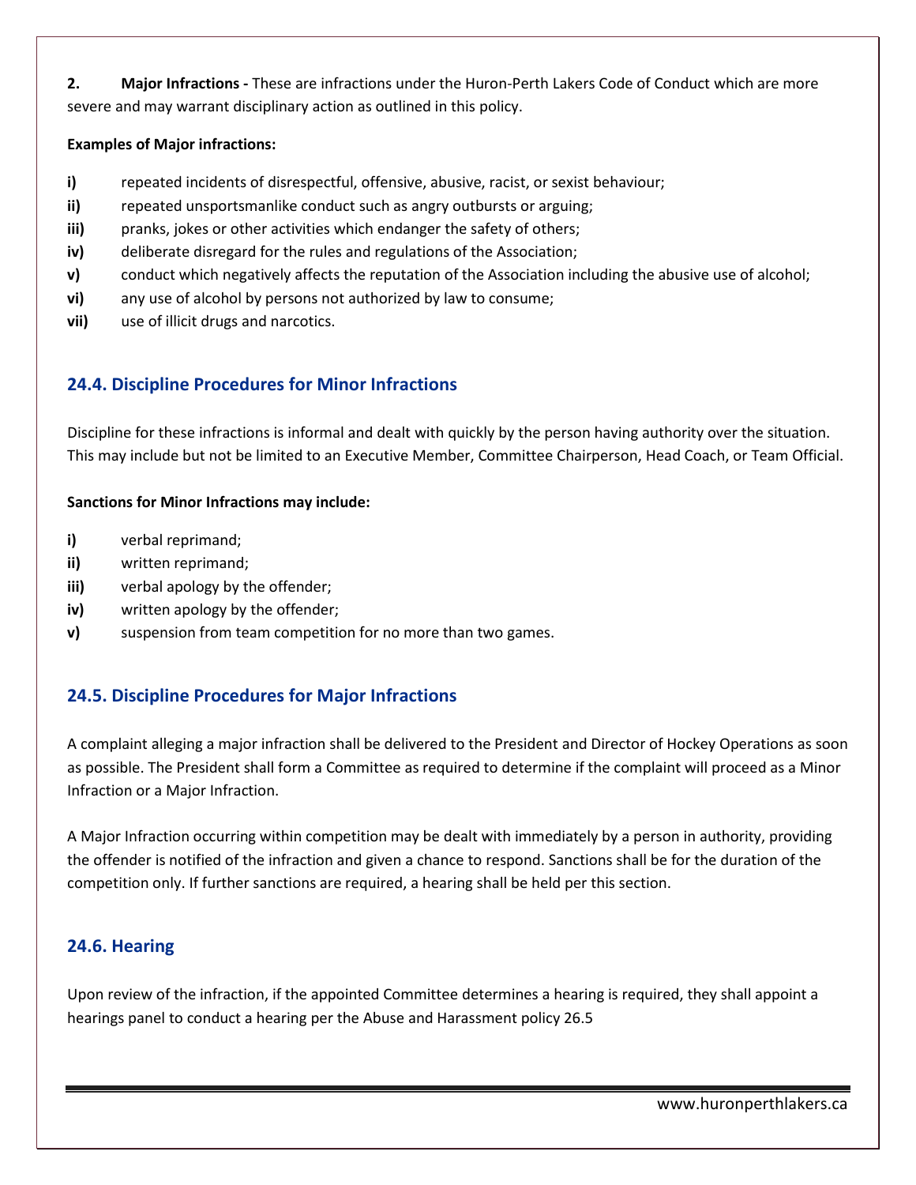**2. Major Infractions -** These are infractions under the Huron-Perth Lakers Code of Conduct which are more severe and may warrant disciplinary action as outlined in this policy.

**Examples of Major infractions:**

**i)** repeated incidents of disrespectful, offensive, abusive, racist, or sexist behaviour;
**ii)** repeated unsportsmanlike conduct such as angry outbursts or arguing;
**iii)** pranks, jokes or other activities which endanger the safety of others;
**iv)** deliberate disregard for the rules and regulations of the Association;
**v)** conduct which negatively affects the reputation of the Association including the abusive use of alcohol;
**vi)** any use of alcohol by persons not authorized by law to consume;
**vii)** use of illicit drugs and narcotics.

## 24.4. Discipline Procedures for Minor Infractions

Discipline for these infractions is informal and dealt with quickly by the person having authority over the situation. This may include but not be limited to an Executive Member, Committee Chairperson, Head Coach, or Team Official.

**Sanctions for Minor Infractions may include:**

**i)** verbal reprimand;
**ii)** written reprimand;
**iii)** verbal apology by the offender;
**iv)** written apology by the offender;
**v)** suspension from team competition for no more than two games.

## 24.5. Discipline Procedures for Major Infractions

A complaint alleging a major infraction shall be delivered to the President and Director of Hockey Operations as soon as possible. The President shall form a Committee as required to determine if the complaint will proceed as a Minor Infraction or a Major Infraction.

A Major Infraction occurring within competition may be dealt with immediately by a person in authority, providing the offender is notified of the infraction and given a chance to respond. Sanctions shall be for the duration of the competition only. If further sanctions are required, a hearing shall be held per this section.

## 24.6. Hearing

Upon review of the infraction, if the appointed Committee determines a hearing is required, they shall appoint a hearings panel to conduct a hearing per the Abuse and Harassment policy 26.5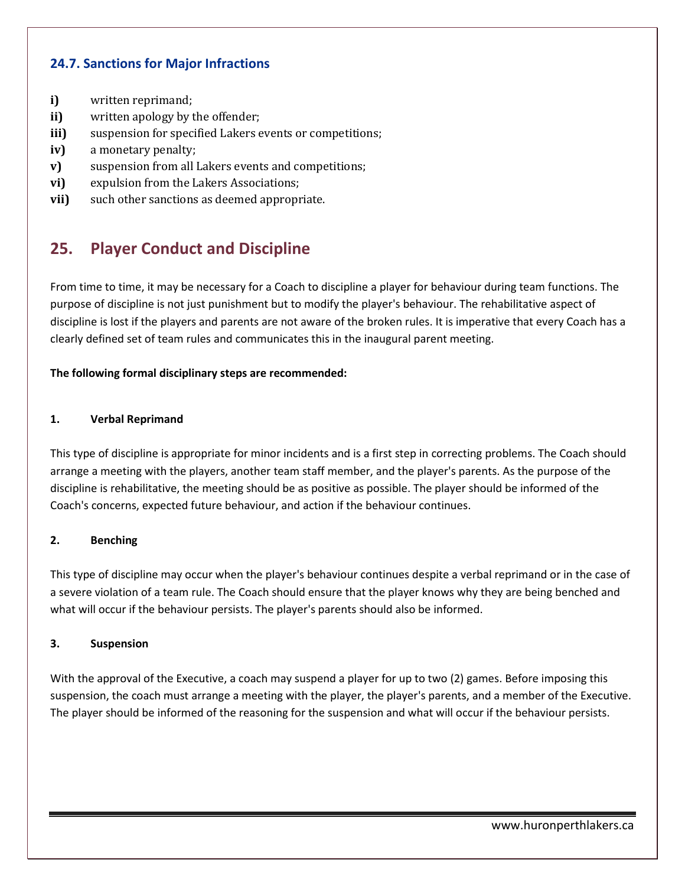### 24.7. Sanctions for Major Infractions

i) written reprimand;
ii) written apology by the offender;
iii) suspension for specified Lakers events or competitions;
iv) a monetary penalty;
v) suspension from all Lakers events and competitions;
vi) expulsion from the Lakers Associations;
vii) such other sanctions as deemed appropriate.

## 25. Player Conduct and Discipline

From time to time, it may be necessary for a Coach to discipline a player for behaviour during team functions. The purpose of discipline is not just punishment but to modify the player's behaviour. The rehabilitative aspect of discipline is lost if the players and parents are not aware of the broken rules. It is imperative that every Coach has a clearly defined set of team rules and communicates this in the inaugural parent meeting.

**The following formal disciplinary steps are recommended:**

**1. Verbal Reprimand**

This type of discipline is appropriate for minor incidents and is a first step in correcting problems. The Coach should arrange a meeting with the players, another team staff member, and the player's parents. As the purpose of the discipline is rehabilitative, the meeting should be as positive as possible. The player should be informed of the Coach's concerns, expected future behaviour, and action if the behaviour continues.

**2. Benching**

This type of discipline may occur when the player's behaviour continues despite a verbal reprimand or in the case of a severe violation of a team rule. The Coach should ensure that the player knows why they are being benched and what will occur if the behaviour persists. The player's parents should also be informed.

**3. Suspension**

With the approval of the Executive, a coach may suspend a player for up to two (2) games. Before imposing this suspension, the coach must arrange a meeting with the player, the player's parents, and a member of the Executive. The player should be informed of the reasoning for the suspension and what will occur if the behaviour persists.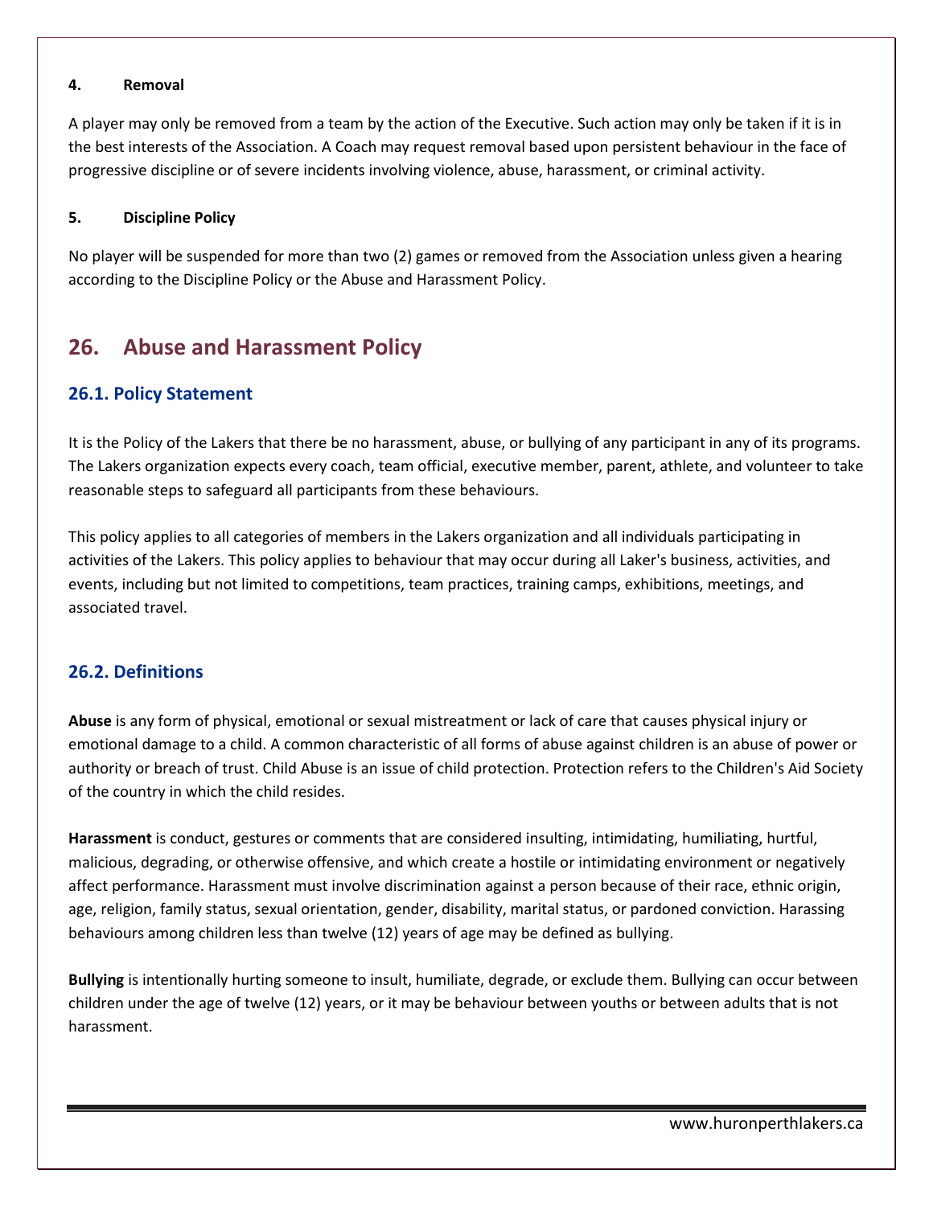#### 4. Removal

A player may only be removed from a team by the action of the Executive. Such action may only be taken if it is in the best interests of the Association. A Coach may request removal based upon persistent behaviour in the face of progressive discipline or of severe incidents involving violence, abuse, harassment, or criminal activity.

#### 5. Discipline Policy

No player will be suspended for more than two (2) games or removed from the Association unless given a hearing according to the Discipline Policy or the Abuse and Harassment Policy.

## 26. Abuse and Harassment Policy

### 26.1. Policy Statement

It is the Policy of the Lakers that there be no harassment, abuse, or bullying of any participant in any of its programs. The Lakers organization expects every coach, team official, executive member, parent, athlete, and volunteer to take reasonable steps to safeguard all participants from these behaviours.

This policy applies to all categories of members in the Lakers organization and all individuals participating in activities of the Lakers. This policy applies to behaviour that may occur during all Laker's business, activities, and events, including but not limited to competitions, team practices, training camps, exhibitions, meetings, and associated travel.

### 26.2. Definitions

**Abuse** is any form of physical, emotional or sexual mistreatment or lack of care that causes physical injury or emotional damage to a child. A common characteristic of all forms of abuse against children is an abuse of power or authority or breach of trust. Child Abuse is an issue of child protection. Protection refers to the Children's Aid Society of the country in which the child resides.

**Harassment** is conduct, gestures or comments that are considered insulting, intimidating, humiliating, hurtful, malicious, degrading, or otherwise offensive, and which create a hostile or intimidating environment or negatively affect performance. Harassment must involve discrimination against a person because of their race, ethnic origin, age, religion, family status, sexual orientation, gender, disability, marital status, or pardoned conviction. Harassing behaviours among children less than twelve (12) years of age may be defined as bullying.

**Bullying** is intentionally hurting someone to insult, humiliate, degrade, or exclude them. Bullying can occur between children under the age of twelve (12) years, or it may be behaviour between youths or between adults that is not harassment.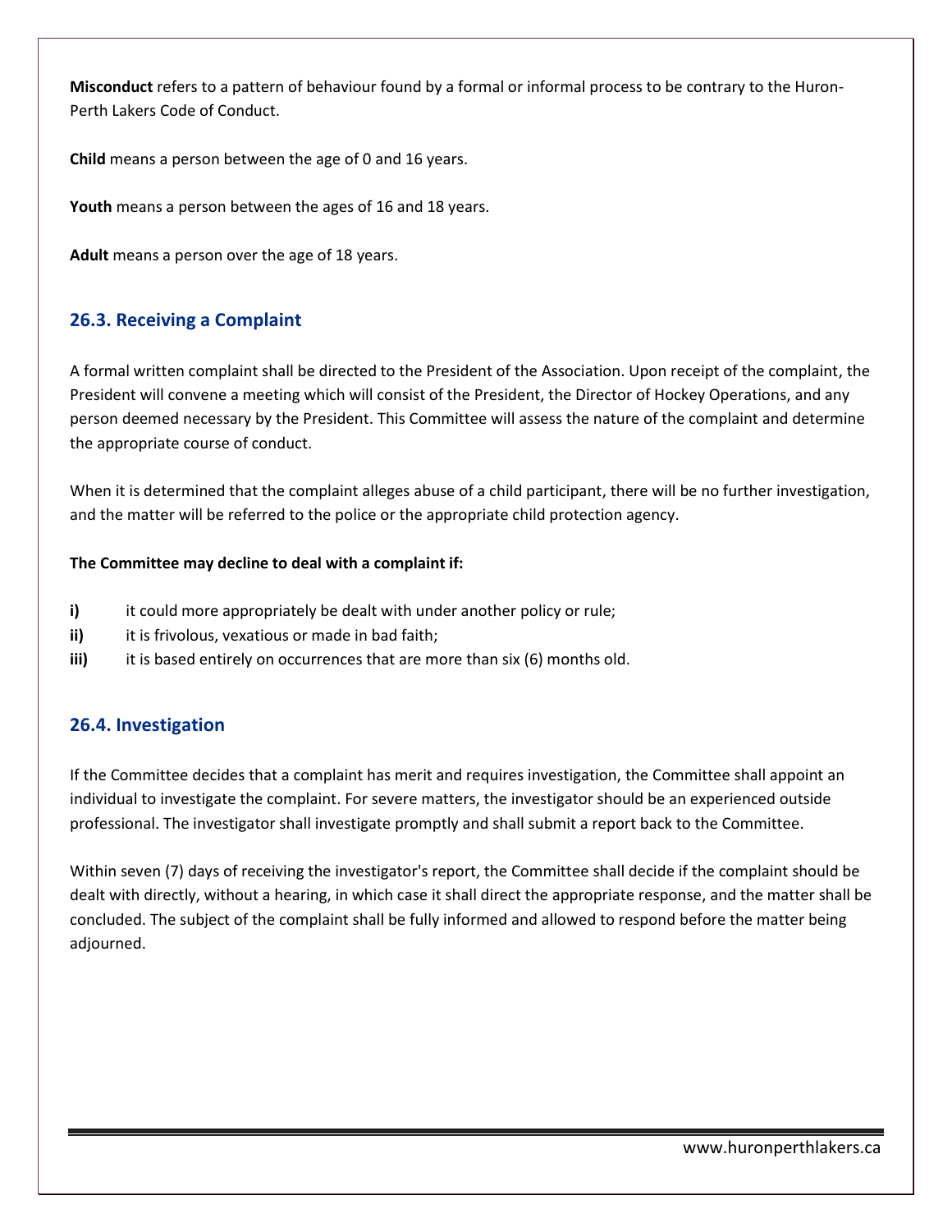**Misconduct** refers to a pattern of behaviour found by a formal or informal process to be contrary to the Huron-Perth Lakers Code of Conduct.

**Child** means a person between the age of 0 and 16 years.

**Youth** means a person between the ages of 16 and 18 years.

**Adult** means a person over the age of 18 years.

## 26.3. Receiving a Complaint

A formal written complaint shall be directed to the President of the Association. Upon receipt of the complaint, the President will convene a meeting which will consist of the President, the Director of Hockey Operations, and any person deemed necessary by the President. This Committee will assess the nature of the complaint and determine the appropriate course of conduct.

When it is determined that the complaint alleges abuse of a child participant, there will be no further investigation, and the matter will be referred to the police or the appropriate child protection agency.

**The Committee may decline to deal with a complaint if:**

**i)** it could more appropriately be dealt with under another policy or rule;
**ii)** it is frivolous, vexatious or made in bad faith;
**iii)** it is based entirely on occurrences that are more than six (6) months old.

## 26.4. Investigation

If the Committee decides that a complaint has merit and requires investigation, the Committee shall appoint an individual to investigate the complaint. For severe matters, the investigator should be an experienced outside professional. The investigator shall investigate promptly and shall submit a report back to the Committee.

Within seven (7) days of receiving the investigator's report, the Committee shall decide if the complaint should be dealt with directly, without a hearing, in which case it shall direct the appropriate response, and the matter shall be concluded. The subject of the complaint shall be fully informed and allowed to respond before the matter being adjourned.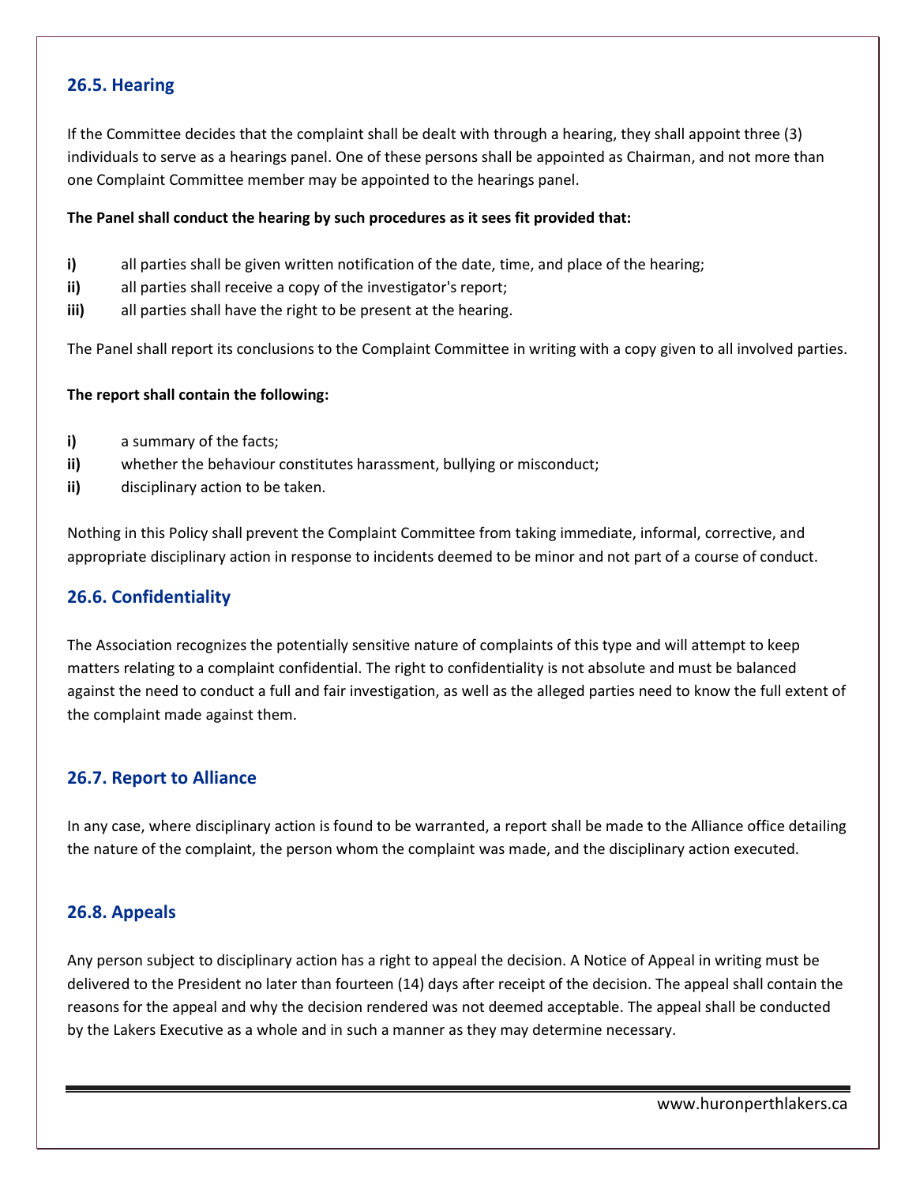## 26.5. Hearing

If the Committee decides that the complaint shall be dealt with through a hearing, they shall appoint three (3) individuals to serve as a hearings panel. One of these persons shall be appointed as Chairman, and not more than one Complaint Committee member may be appointed to the hearings panel.

**The Panel shall conduct the hearing by such procedures as it sees fit provided that:**

**i)** all parties shall be given written notification of the date, time, and place of the hearing;
**ii)** all parties shall receive a copy of the investigator's report;
**iii)** all parties shall have the right to be present at the hearing.

The Panel shall report its conclusions to the Complaint Committee in writing with a copy given to all involved parties.

**The report shall contain the following:**

**i)** a summary of the facts;
**ii)** whether the behaviour constitutes harassment, bullying or misconduct;
**ii)** disciplinary action to be taken.

Nothing in this Policy shall prevent the Complaint Committee from taking immediate, informal, corrective, and appropriate disciplinary action in response to incidents deemed to be minor and not part of a course of conduct.

## 26.6. Confidentiality

The Association recognizes the potentially sensitive nature of complaints of this type and will attempt to keep matters relating to a complaint confidential. The right to confidentiality is not absolute and must be balanced against the need to conduct a full and fair investigation, as well as the alleged parties need to know the full extent of the complaint made against them.

## 26.7. Report to Alliance

In any case, where disciplinary action is found to be warranted, a report shall be made to the Alliance office detailing the nature of the complaint, the person whom the complaint was made, and the disciplinary action executed.

## 26.8. Appeals

Any person subject to disciplinary action has a right to appeal the decision. A Notice of Appeal in writing must be delivered to the President no later than fourteen (14) days after receipt of the decision. The appeal shall contain the reasons for the appeal and why the decision rendered was not deemed acceptable. The appeal shall be conducted by the Lakers Executive as a whole and in such a manner as they may determine necessary.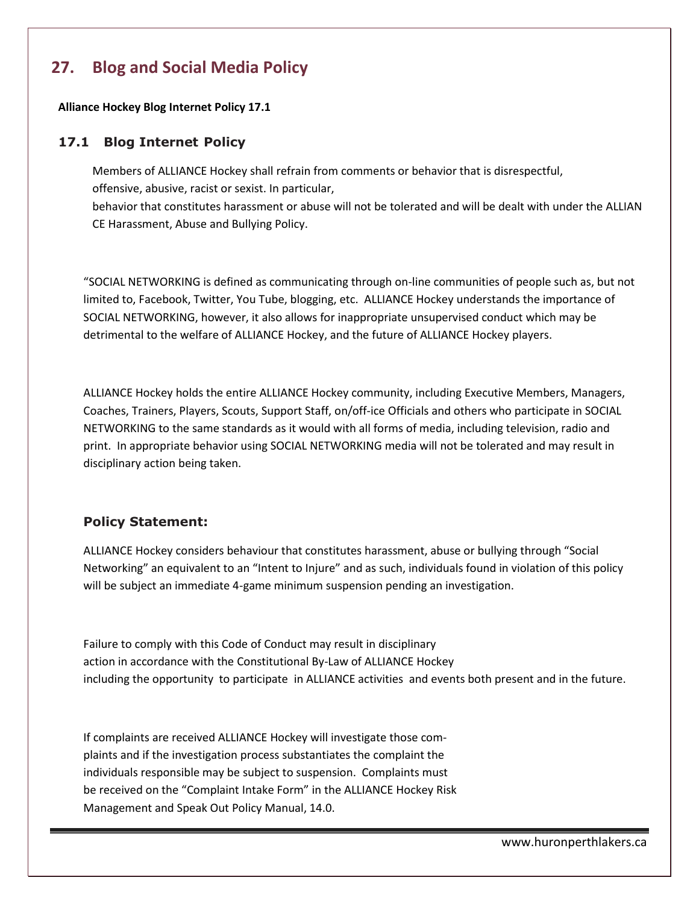# 27. Blog and Social Media Policy

**Alliance Hockey Blog Internet Policy 17.1**

### 17.1 Blog Internet Policy

Members of ALLIANCE Hockey shall refrain from comments or behavior that is disrespectful, offensive, abusive, racist or sexist. In particular, behavior that constitutes harassment or abuse will not be tolerated and will be dealt with under the ALLIANCE Harassment, Abuse and Bullying Policy.

"SOCIAL NETWORKING is defined as communicating through on-line communities of people such as, but not limited to, Facebook, Twitter, You Tube, blogging, etc. ALLIANCE Hockey understands the importance of SOCIAL NETWORKING, however, it also allows for inappropriate unsupervised conduct which may be detrimental to the welfare of ALLIANCE Hockey, and the future of ALLIANCE Hockey players.

ALLIANCE Hockey holds the entire ALLIANCE Hockey community, including Executive Members, Managers, Coaches, Trainers, Players, Scouts, Support Staff, on/off-ice Officials and others who participate in SOCIAL NETWORKING to the same standards as it would with all forms of media, including television, radio and print. In appropriate behavior using SOCIAL NETWORKING media will not be tolerated and may result in disciplinary action being taken.

### Policy Statement:

ALLIANCE Hockey considers behaviour that constitutes harassment, abuse or bullying through "Social Networking" an equivalent to an "Intent to Injure" and as such, individuals found in violation of this policy will be subject an immediate 4-game minimum suspension pending an investigation.

Failure to comply with this Code of Conduct may result in disciplinary action in accordance with the Constitutional By-Law of ALLIANCE Hockey including the opportunity to participate in ALLIANCE activities and events both present and in the future.

If complaints are received ALLIANCE Hockey will investigate those complaints and if the investigation process substantiates the complaint the individuals responsible may be subject to suspension. Complaints must be received on the "Complaint Intake Form" in the ALLIANCE Hockey Risk Management and Speak Out Policy Manual, 14.0.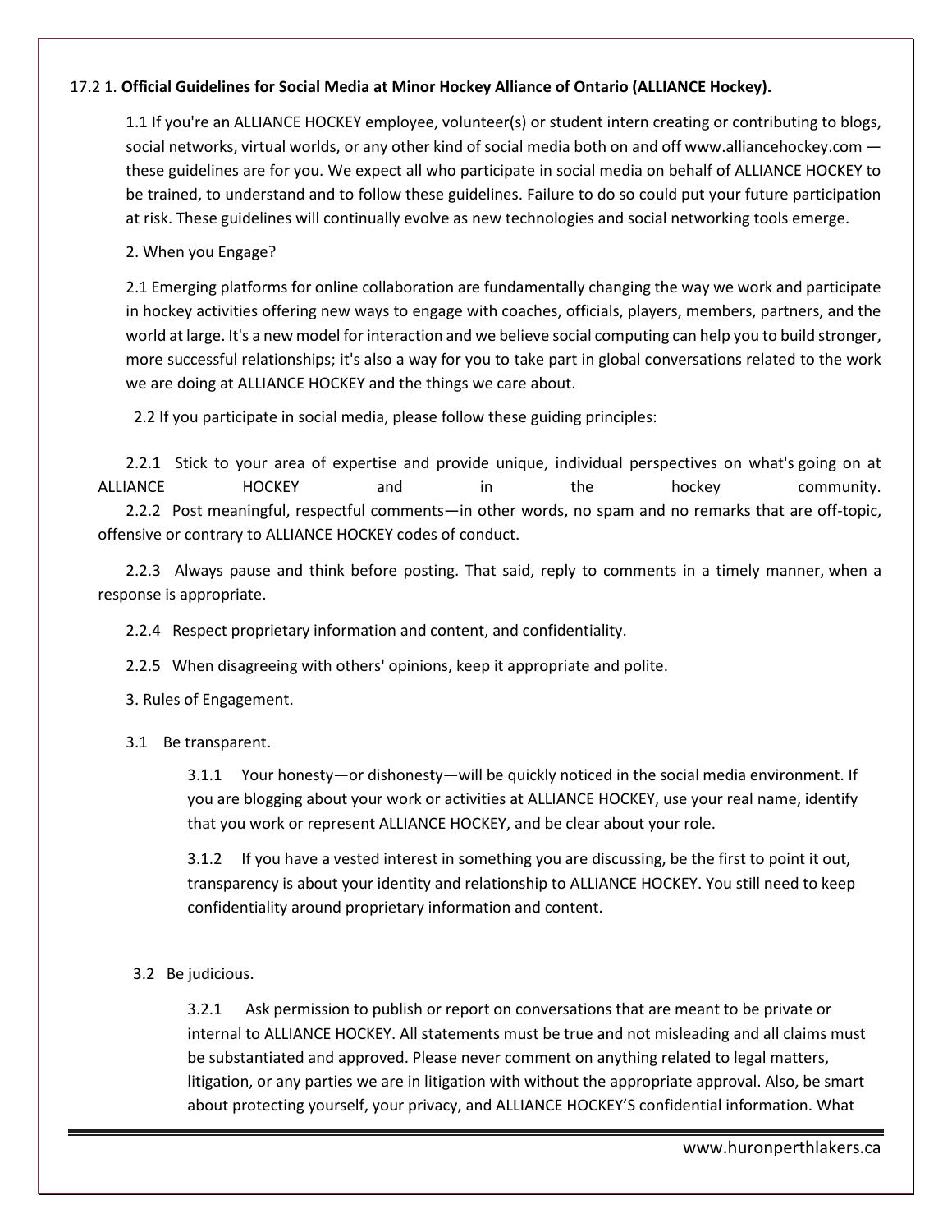17.2 1. **Official Guidelines for Social Media at Minor Hockey Alliance of Ontario (ALLIANCE Hockey).**

1.1 If you're an ALLIANCE HOCKEY employee, volunteer(s) or student intern creating or contributing to blogs, social networks, virtual worlds, or any other kind of social media both on and off www.alliancehockey.com — these guidelines are for you. We expect all who participate in social media on behalf of ALLIANCE HOCKEY to be trained, to understand and to follow these guidelines. Failure to do so could put your future participation at risk. These guidelines will continually evolve as new technologies and social networking tools emerge.

2. When you Engage?

2.1 Emerging platforms for online collaboration are fundamentally changing the way we work and participate in hockey activities offering new ways to engage with coaches, officials, players, members, partners, and the world at large. It's a new model for interaction and we believe social computing can help you to build stronger, more successful relationships; it's also a way for you to take part in global conversations related to the work we are doing at ALLIANCE HOCKEY and the things we care about.

2.2 If you participate in social media, please follow these guiding principles:

2.2.1 Stick to your area of expertise and provide unique, individual perspectives on what's going on at ALLIANCE HOCKEY and in the hockey community.

2.2.2 Post meaningful, respectful comments—in other words, no spam and no remarks that are off-topic, offensive or contrary to ALLIANCE HOCKEY codes of conduct.

2.2.3 Always pause and think before posting. That said, reply to comments in a timely manner, when a response is appropriate.

2.2.4 Respect proprietary information and content, and confidentiality.

2.2.5 When disagreeing with others' opinions, keep it appropriate and polite.

3. Rules of Engagement.

3.1 Be transparent.

3.1.1 Your honesty—or dishonesty—will be quickly noticed in the social media environment. If you are blogging about your work or activities at ALLIANCE HOCKEY, use your real name, identify that you work or represent ALLIANCE HOCKEY, and be clear about your role.

3.1.2 If you have a vested interest in something you are discussing, be the first to point it out, transparency is about your identity and relationship to ALLIANCE HOCKEY. You still need to keep confidentiality around proprietary information and content.

3.2 Be judicious.

3.2.1 Ask permission to publish or report on conversations that are meant to be private or internal to ALLIANCE HOCKEY. All statements must be true and not misleading and all claims must be substantiated and approved. Please never comment on anything related to legal matters, litigation, or any parties we are in litigation with without the appropriate approval. Also, be smart about protecting yourself, your privacy, and ALLIANCE HOCKEY'S confidential information. What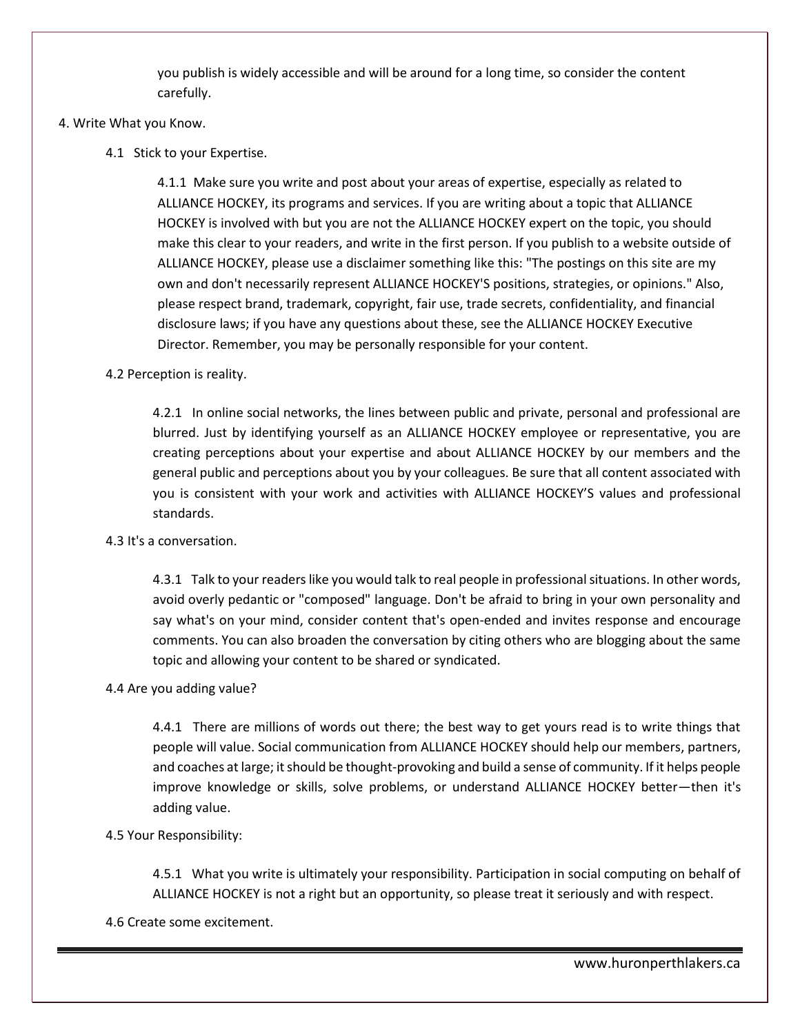you publish is widely accessible and will be around for a long time, so consider the content carefully.

4. Write What you Know.

4.1 Stick to your Expertise.

4.1.1 Make sure you write and post about your areas of expertise, especially as related to ALLIANCE HOCKEY, its programs and services. If you are writing about a topic that ALLIANCE HOCKEY is involved with but you are not the ALLIANCE HOCKEY expert on the topic, you should make this clear to your readers, and write in the first person. If you publish to a website outside of ALLIANCE HOCKEY, please use a disclaimer something like this: "The postings on this site are my own and don't necessarily represent ALLIANCE HOCKEY'S positions, strategies, or opinions." Also, please respect brand, trademark, copyright, fair use, trade secrets, confidentiality, and financial disclosure laws; if you have any questions about these, see the ALLIANCE HOCKEY Executive Director. Remember, you may be personally responsible for your content.

4.2 Perception is reality.

4.2.1 In online social networks, the lines between public and private, personal and professional are blurred. Just by identifying yourself as an ALLIANCE HOCKEY employee or representative, you are creating perceptions about your expertise and about ALLIANCE HOCKEY by our members and the general public and perceptions about you by your colleagues. Be sure that all content associated with you is consistent with your work and activities with ALLIANCE HOCKEY'S values and professional standards.

4.3 It's a conversation.

4.3.1 Talk to your readers like you would talk to real people in professional situations. In other words, avoid overly pedantic or "composed" language. Don't be afraid to bring in your own personality and say what's on your mind, consider content that's open-ended and invites response and encourage comments. You can also broaden the conversation by citing others who are blogging about the same topic and allowing your content to be shared or syndicated.

4.4 Are you adding value?

4.4.1 There are millions of words out there; the best way to get yours read is to write things that people will value. Social communication from ALLIANCE HOCKEY should help our members, partners, and coaches at large; it should be thought-provoking and build a sense of community. If it helps people improve knowledge or skills, solve problems, or understand ALLIANCE HOCKEY better—then it's adding value.

4.5 Your Responsibility:

4.5.1 What you write is ultimately your responsibility. Participation in social computing on behalf of ALLIANCE HOCKEY is not a right but an opportunity, so please treat it seriously and with respect.

4.6 Create some excitement.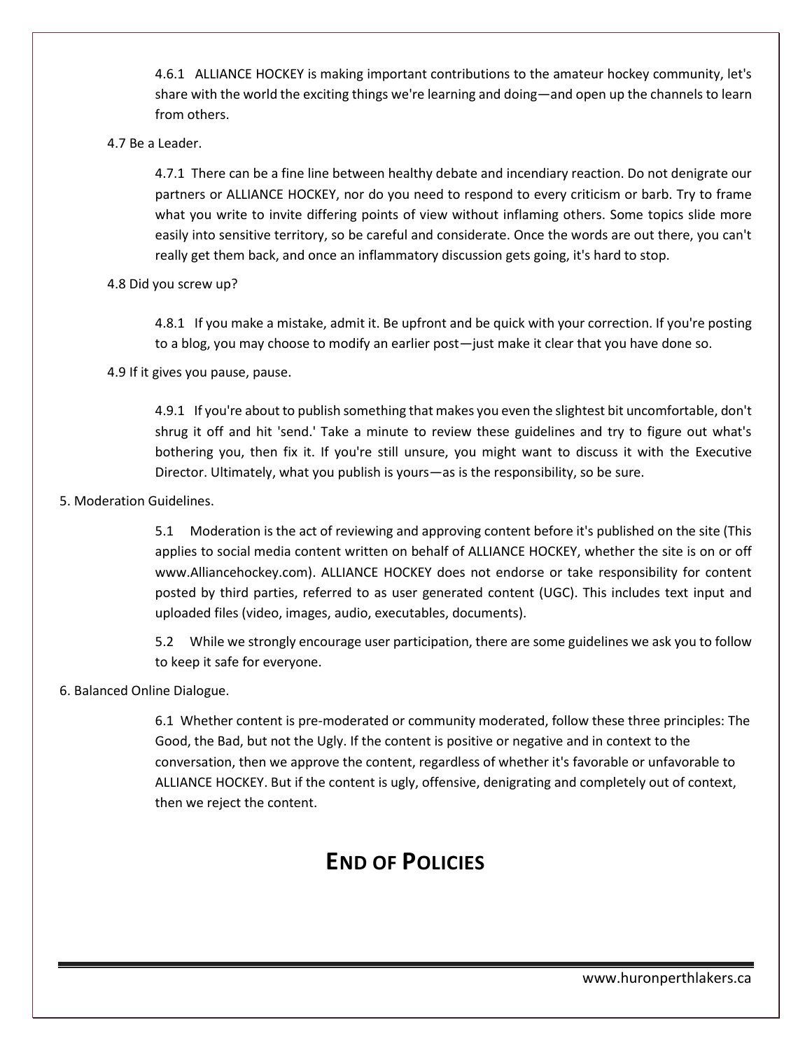4.6.1 ALLIANCE HOCKEY is making important contributions to the amateur hockey community, let's share with the world the exciting things we're learning and doing—and open up the channels to learn from others.

4.7 Be a Leader.

4.7.1 There can be a fine line between healthy debate and incendiary reaction. Do not denigrate our partners or ALLIANCE HOCKEY, nor do you need to respond to every criticism or barb. Try to frame what you write to invite differing points of view without inflaming others. Some topics slide more easily into sensitive territory, so be careful and considerate. Once the words are out there, you can't really get them back, and once an inflammatory discussion gets going, it's hard to stop.

4.8 Did you screw up?

4.8.1 If you make a mistake, admit it. Be upfront and be quick with your correction. If you're posting to a blog, you may choose to modify an earlier post—just make it clear that you have done so.

4.9 If it gives you pause, pause.

4.9.1 If you're about to publish something that makes you even the slightest bit uncomfortable, don't shrug it off and hit 'send.' Take a minute to review these guidelines and try to figure out what's bothering you, then fix it. If you're still unsure, you might want to discuss it with the Executive Director. Ultimately, what you publish is yours—as is the responsibility, so be sure.

5. Moderation Guidelines.

5.1 Moderation is the act of reviewing and approving content before it's published on the site (This applies to social media content written on behalf of ALLIANCE HOCKEY, whether the site is on or off www.Alliancehockey.com). ALLIANCE HOCKEY does not endorse or take responsibility for content posted by third parties, referred to as user generated content (UGC). This includes text input and uploaded files (video, images, audio, executables, documents).

5.2 While we strongly encourage user participation, there are some guidelines we ask you to follow to keep it safe for everyone.

6. Balanced Online Dialogue.

6.1 Whether content is pre-moderated or community moderated, follow these three principles: The Good, the Bad, but not the Ugly. If the content is positive or negative and in context to the conversation, then we approve the content, regardless of whether it's favorable or unfavorable to ALLIANCE HOCKEY. But if the content is ugly, offensive, denigrating and completely out of context, then we reject the content.

# END OF POLICIES